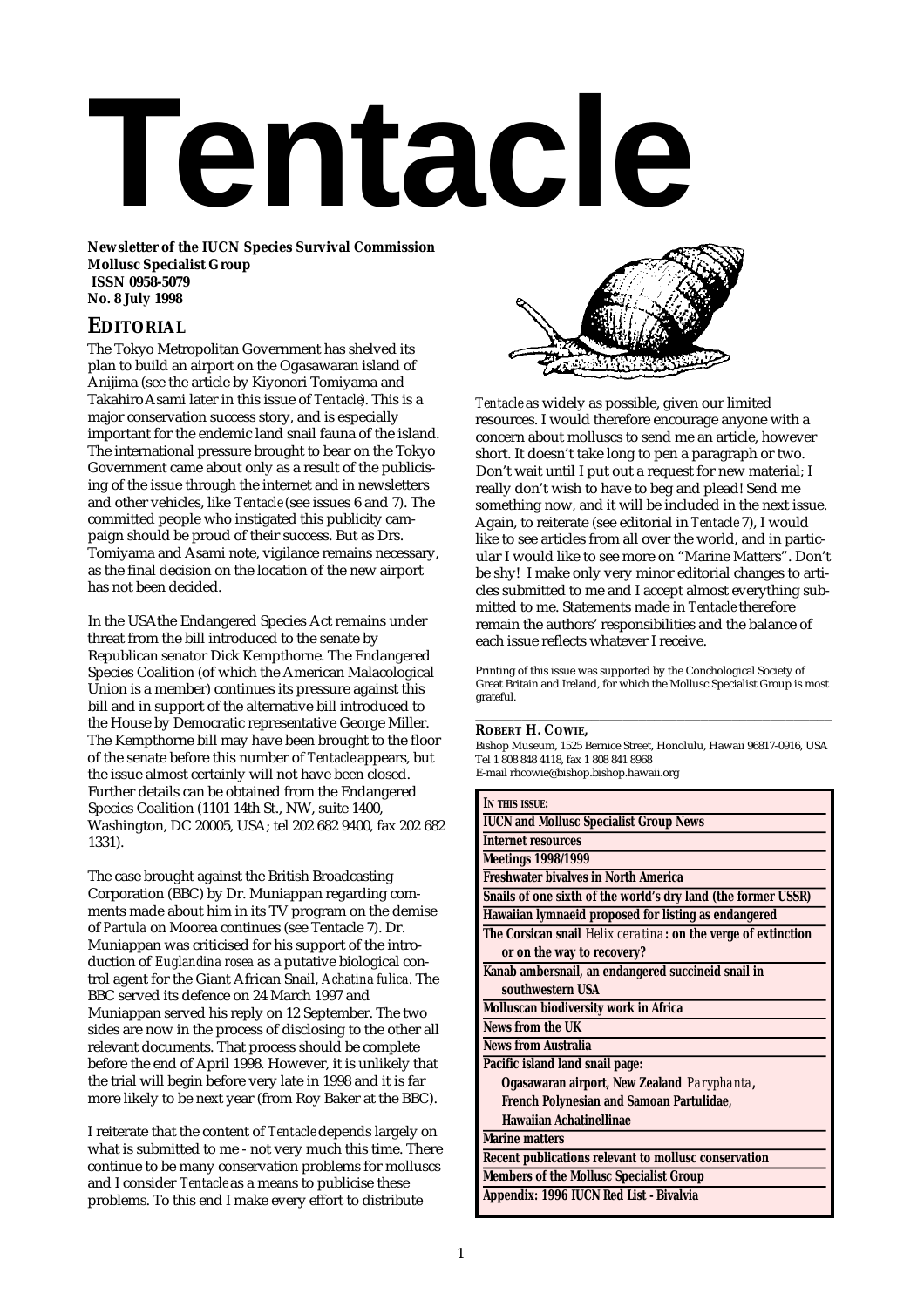# Tentacle

**Newsletter of the IUCN Species Survival Commission Mollusc Specialist Group**
**ISSN 0958-5079**
**No. 8 July 1998**

## EDITORIAL

The Tokyo Metropolitan Government has shelved its plan to build an airport on the Ogasawaran island of Anijima (see the article by Kiyonori Tomiyama and Takahiro Asami later in this issue of *Tentacle*). This is a major conservation success story, and is especially important for the endemic land snail fauna of the island. The international pressure brought to bear on the Tokyo Government came about only as a result of the publicising of the issue through the internet and in newsletters and other vehicles, like *Tentacle* (see issues 6 and 7). The committed people who instigated this publicity campaign should be proud of their success. But as Drs. Tomiyama and Asami note, vigilance remains necessary, as the final decision on the location of the new airport has not been decided.

In the USA the Endangered Species Act remains under threat from the bill introduced to the senate by Republican senator Dick Kempthorne. The Endangered Species Coalition (of which the American Malacological Union is a member) continues its pressure against this bill and in support of the alternative bill introduced to the House by Democratic representative George Miller. The Kempthorne bill may have been brought to the floor of the senate before this number of *Tentacle* appears, but the issue almost certainly will not have been closed. Further details can be obtained from the Endangered Species Coalition (1101 14th St., NW, suite 1400, Washington, DC 20005, USA; tel 202 682 9400, fax 202 682 1331).

The case brought against the British Broadcasting Corporation (BBC) by Dr. Muniappan regarding comments made about him in its TV program on the demise of *Partula* on Moorea continues (see Tentacle 7). Dr. Muniappan was criticised for his support of the introduction of *Euglandina rosea* as a putative biological control agent for the Giant African Snail, *Achatina fulica*. The BBC served its defence on 24 March 1997 and Muniappan served his reply on 12 September. The two sides are now in the process of disclosing to the other all relevant documents. That process should be complete before the end of April 1998. However, it is unlikely that the trial will begin before very late in 1998 and it is far more likely to be next year (from Roy Baker at the BBC).

I reiterate that the content of *Tentacle* depends largely on what is submitted to me - not very much this time. There continue to be many conservation problems for molluscs and I consider *Tentacle* as a means to publicise these problems. To this end I make every effort to distribute *Tentacle* as widely as possible, given our limited resources. I would therefore encourage anyone with a concern about molluscs to send me an article, however short. It doesn't take long to pen a paragraph or two. Don't wait until I put out a request for new material; I really don't wish to have to beg and plead! Send me something now, and it will be included in the next issue. Again, to reiterate (see editorial in *Tentacle* 7), I would like to see articles from all over the world, and in particular I would like to see more on "Marine Matters". Don't be shy! I make only very minor editorial changes to articles submitted to me and I accept almost everything submitted to me. Statements made in *Tentacle* therefore remain the authors' responsibilities and the balance of each issue reflects whatever I receive.

Printing of this issue was supported by the Conchological Society of Great Britain and Ireland, for which the Mollusc Specialist Group is most grateful.

**ROBERT H. COWIE,**
Bishop Museum, 1525 Bernice Street, Honolulu, Hawaii 96817-0916, USA
Tel 1 808 848 4118, fax 1 808 841 8968
E-mail rhcowie@bishop.bishop.hawaii.org

**IN THIS ISSUE:**

- **IUCN and Mollusc Specialist Group News**
- **Internet resources**
- **Meetings 1998/1999**
- **Freshwater bivalves in North America**
- **Snails of one sixth of the world's dry land (the former USSR)**
- **Hawaiian lymnaeid proposed for listing as endangered**
- **The Corsican snail *Helix ceratina*: on the verge of extinction or on the way to recovery?**
- **Kanab ambersnail, an endangered succineid snail in southwestern USA**
- **Molluscan biodiversity work in Africa**
- **News from the UK**
- **News from Australia**
- **Pacific island land snail page: Ogasawaran airport, New Zealand *Paryphanta*, French Polynesian and Samoan Partulidae, Hawaiian Achatinellinae**
- **Marine matters**
- **Recent publications relevant to mollusc conservation**
- **Members of the Mollusc Specialist Group**
- **Appendix: 1996 IUCN Red List - Bivalvia**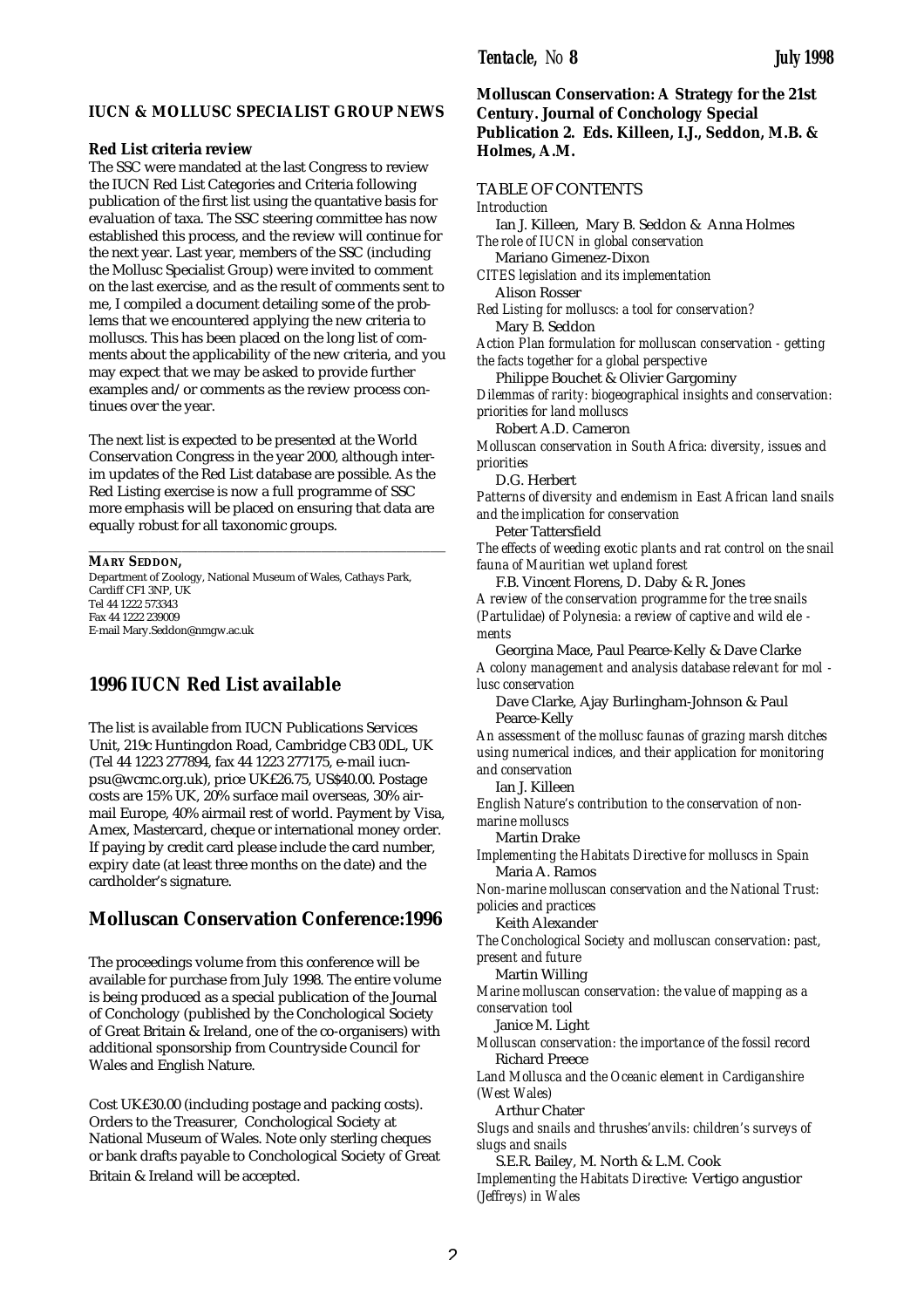## IUCN & MOLLUSC SPECIALIST GROUP NEWS

### Red List criteria review

The SSC were mandated at the last Congress to review the IUCN Red List Categories and Criteria following publication of the first list using the quantative basis for evaluation of taxa. The SSC steering committee has now established this process, and the review will continue for the next year. Last year, members of the SSC (including the Mollusc Specialist Group) were invited to comment on the last exercise, and as the result of comments sent to me, I compiled a document detailing some of the problems that we encountered applying the new criteria to molluscs. This has been placed on the long list of comments about the applicability of the new criteria, and you may expect that we may be asked to provide further examples and/or comments as the review process continues over the year.

The next list is expected to be presented at the World Conservation Congress in the year 2000, although interim updates of the Red List database are possible. As the Red Listing exercise is now a full programme of SSC more emphasis will be placed on ensuring that data are equally robust for all taxonomic groups.

**MARY SEDDON,**
Department of Zoology, National Museum of Wales, Cathays Park, Cardiff CF1 3NP, UK
Tel 44 1222 573343
Fax 44 1222 239009
E-mail Mary.Seddon@nmgw.ac.uk

## 1996 IUCN Red List available

The list is available from IUCN Publications Services Unit, 219c Huntingdon Road, Cambridge CB3 0DL, UK (Tel 44 1223 277894, fax 44 1223 277175, e-mail iucn-psu@wcmc.org.uk), price UK£26.75, US$40.00. Postage costs are 15% UK, 20% surface mail overseas, 30% airmail Europe, 40% airmail rest of world. Payment by Visa, Amex, Mastercard, cheque or international money order. If paying by credit card please include the card number, expiry date (at least three months on the date) and the cardholder's signature.

## Molluscan Conservation Conference:1996

The proceedings volume from this conference will be available for purchase from July 1998. The entire volume is being produced as a special publication of the Journal of Conchology (published by the Conchological Society of Great Britain & Ireland, one of the co-organisers) with additional sponsorship from Countryside Council for Wales and English Nature.

Cost UK£30.00 (including postage and packing costs). Orders to the Treasurer, Conchological Society at National Museum of Wales. Note only sterling cheques or bank drafts payable to Conchological Society of Great Britain & Ireland will be accepted.

**Molluscan Conservation: A Strategy for the 21st Century. Journal of Conchology Special Publication 2. Eds. Killeen, I.J., Seddon, M.B. & Holmes, A.M.**

TABLE OF CONTENTS

*Introduction*
Ian J. Killeen, Mary B. Seddon & Anna Holmes

*The role of IUCN in global conservation*
Mariano Gimenez-Dixon

*CITES legislation and its implementation*
Alison Rosser

*Red Listing for molluscs: a tool for conservation?*
Mary B. Seddon

*Action Plan formulation for molluscan conservation - getting the facts together for a global perspective*
Philippe Bouchet & Olivier Gargominy

*Dilemmas of rarity: biogeographical insights and conservation: priorities for land molluscs*
Robert A.D. Cameron

*Molluscan conservation in South Africa: diversity, issues and priorities*
D.G. Herbert

*Patterns of diversity and endemism in East African land snails and the implication for conservation*
Peter Tattersfield

*The effects of weeding exotic plants and rat control on the snail fauna of Mauritian wet upland forest*
F.B. Vincent Florens, D. Daby & R. Jones

*A review of the conservation programme for the tree snails (Partulidae) of Polynesia: a review of captive and wild elements*
Georgina Mace, Paul Pearce-Kelly & Dave Clarke

*A colony management and analysis database relevant for mollusc conservation*
Dave Clarke, Ajay Burlingham-Johnson & Paul Pearce-Kelly

*An assessment of the mollusc faunas of grazing marsh ditches using numerical indices, and their application for monitoring and conservation*
Ian J. Killeen

*English Nature's contribution to the conservation of non-marine molluscs*
Martin Drake

*Implementing the Habitats Directive for molluscs in Spain*
Maria A. Ramos

*Non-marine molluscan conservation and the National Trust: policies and practices*
Keith Alexander

*The Conchological Society and molluscan conservation: past, present and future*
Martin Willing

*Marine molluscan conservation: the value of mapping as a conservation tool*
Janice M. Light

*Molluscan conservation: the importance of the fossil record*
Richard Preece

*Land Mollusca and the Oceanic element in Cardiganshire (West Wales)*
Arthur Chater

*Slugs and snails and thrushes'anvils: children's surveys of slugs and snails*
S.E.R. Bailey, M. North & L.M. Cook

*Implementing the Habitats Directive:* Vertigo angustior *(Jeffreys) in Wales*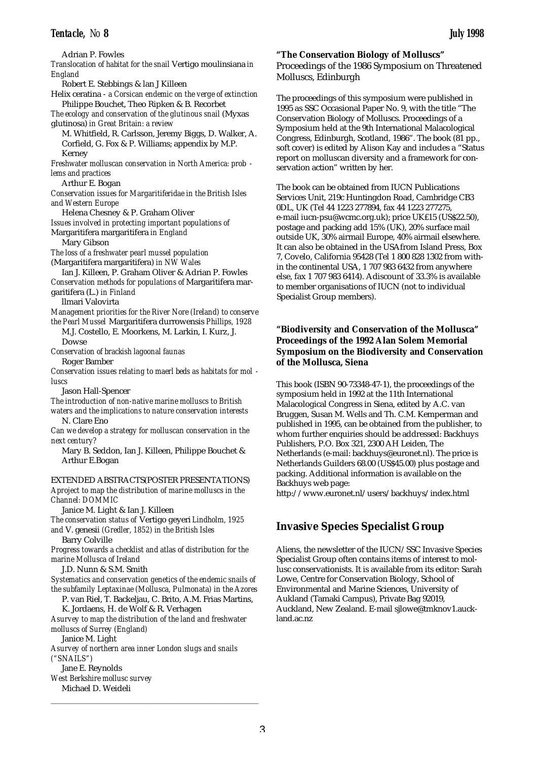Adrian P. Fowles

*Translocation of habitat for the snail* Vertigo moulinsiana *in England*

Robert E. Stebbings & Ian J Killeen

Helix ceratina - *a Corsican endemic on the verge of extinction*

Philippe Bouchet, Theo Ripken & B. Recorbet

*The ecology and conservation of the glutinous snail* (Myxas glutinosa) *in Great Britain: a review*

M. Whitfield, R. Carlsson, Jeremy Biggs, D. Walker, A. Corfield, G. Fox & P. Williams; appendix by M.P. Kerney

*Freshwater molluscan conservation in North America: problems and practices*

Arthur E. Bogan

*Conservation issues for Margaritiferidae in the British Isles and Western Europe*

Helena Chesney & P. Graham Oliver

*Issues involved in protecting important populations of* Margaritifera margaritifera *in England*

Mary Gibson

*The loss of a freshwater pearl mussel population* (Margaritifera margaritifera) *in NW Wales*

Ian J. Killeen, P. Graham Oliver & Adrian P. Fowles

*Conservation methods for populations of* Margaritifera margaritifera (L.) *in Finland*

Ilmari Valovirta

*Management priorities for the River Nore (Ireland) to conserve the Pearl Mussel* Margaritifera durrowensis *Phillips, 1928*

M.J. Costello, E. Moorkens, M. Larkin, I. Kurz, J. Dowse

*Conservation of brackish lagoonal faunas*

Roger Bamber

*Conservation issues relating to maerl beds as habitats for molluscs*

Jason Hall-Spencer

*The introduction of non-native marine molluscs to British waters and the implications to nature conservation interests*

N. Clare Eno

*Can we develop a strategy for molluscan conservation in the next century?*

Mary B. Seddon, Ian J. Killeen, Philippe Bouchet & Arthur E.Bogan

EXTENDED ABSTRACTS(POSTER PRESENTATIONS)

*A project to map the distribution of marine molluscs in the Channel: DOMMIC*

Janice M. Light & Ian J. Killeen

*The conservation status of* Vertigo geyeri *Lindholm, 1925 and* V. genesii *(Gredler, 1852) in the British Isles*

Barry Colville

*Progress towards a checklist and atlas of distribution for the marine Mollusca of Ireland*

J.D. Nunn & S.M. Smith

*Systematics and conservation genetics of the endemic snails of the subfamily Leptaxinae (Mollusca, Pulmonata) in the Azores*

P. van Riel, T. Backeljau, C. Brito, A.M. Frias Martins, K. Jordaens, H. de Wolf & R. Verhagen

*A survey to map the distribution of the land and freshwater molluscs of Surrey (England)*

Janice M. Light

*A survey of northern area inner London slugs and snails ("SNAILS")*

Jane E. Reynolds

*West Berkshire mollusc survey*

Michael D. Weideli

**"The Conservation Biology of Molluscs"**
Proceedings of the 1986 Symposium on Threatened Molluscs, Edinburgh

The proceedings of this symposium were published in 1995 as SSC Occasional Paper No. 9, with the title "The Conservation Biology of Molluscs. Proceedings of a Symposium held at the 9th International Malacological Congress, Edinburgh, Scotland, 1986". The book (81 pp., soft cover) is edited by Alison Kay and includes a "Status report on molluscan diversity and a framework for conservation action" written by her.

The book can be obtained from IUCN Publications Services Unit, 219c Huntingdon Road, Cambridge CB3 0DL, UK (Tel 44 1223 277894, fax 44 1223 277275, e-mail iucn-psu@wcmc.org.uk); price UK£15 (US$22.50), postage and packing add 15% (UK), 20% surface mail outside UK, 30% airmail Europe, 40% airmail elsewhere. It can also be obtained in the USA from Island Press, Box 7, Covelo, California 95428 (Tel 1 800 828 1302 from within the continental USA, 1 707 983 6432 from anywhere else, fax 1 707 983 6414). A discount of 33.3% is available to member organisations of IUCN (not to individual Specialist Group members).

**"Biodiversity and Conservation of the Mollusca" Proceedings of the 1992 Alan Solem Memorial Symposium on the Biodiversity and Conservation of the Mollusca, Siena**

This book (ISBN 90-73348-47-1), the proceedings of the symposium held in 1992 at the 11th International Malacological Congress in Siena, edited by A.C. van Bruggen, Susan M. Wells and Th. C.M. Kemperman and published in 1995, can be obtained from the publisher, to whom further enquiries should be addressed: Backhuys Publishers, P.O. Box 321, 2300 AH Leiden, The Netherlands (e-mail: backhuys@euronet.nl). The price is Netherlands Guilders 68.00 (US$45.00) plus postage and packing. Additional information is available on the Backhuys web page:
http://www.euronet.nl/users/backhuys/index.html

## Invasive Species Specialist Group

Aliens, the newsletter of the IUCN/SSC Invasive Species Specialist Group often contains items of interest to mollusc conservationists. It is available from its editor: Sarah Lowe, Centre for Conservation Biology, School of Environmental and Marine Sciences, University of Aukland (Tamaki Campus), Private Bag 92019, Auckland, New Zealand. E-mail sjlowe@tmknov1.auckland.ac.nz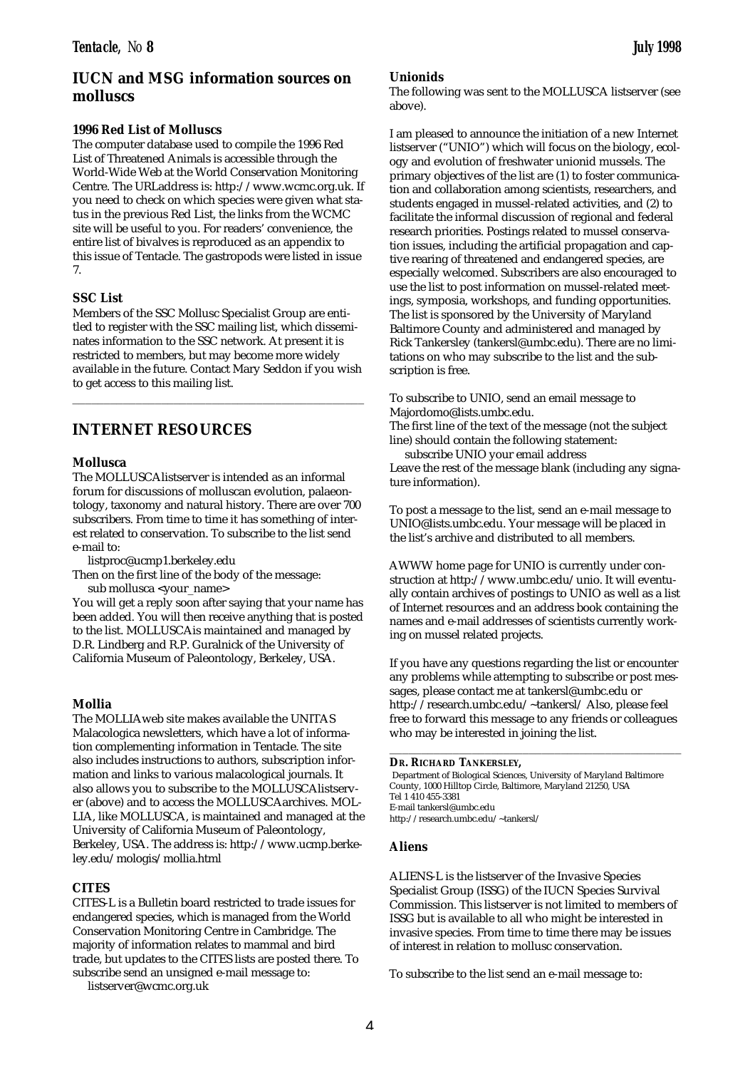## IUCN and MSG information sources on molluscs

### 1996 Red List of Molluscs

The computer database used to compile the 1996 Red List of Threatened Animals is accessible through the World-Wide Web at the World Conservation Monitoring Centre. The URLaddress is: http://www.wcmc.org.uk. If you need to check on which species were given what status in the previous Red List, the links from the WCMC site will be useful to you. For readers' convenience, the entire list of bivalves is reproduced as an appendix to this issue of Tentacle. The gastropods were listed in issue 7.

### SSC List

Members of the SSC Mollusc Specialist Group are entitled to register with the SSC mailing list, which disseminates information to the SSC network. At present it is restricted to members, but may become more widely available in the future. Contact Mary Seddon if you wish to get access to this mailing list.

---

## INTERNET RESOURCES

### Mollusca

The MOLLUSCAlistserver is intended as an informal forum for discussions of molluscan evolution, palaeontology, taxonomy and natural history. There are over 700 subscribers. From time to time it has something of interest related to conservation. To subscribe to the list send e-mail to:

listproc@ucmp1.berkeley.edu

Then on the first line of the body of the message:

sub mollusca <your_name>

You will get a reply soon after saying that your name has been added. You will then receive anything that is posted to the list. MOLLUSCAis maintained and managed by D.R. Lindberg and R.P. Guralnick of the University of California Museum of Paleontology, Berkeley, USA.

### Mollia

The MOLLIAweb site makes available the UNITAS Malacologica newsletters, which have a lot of information complementing information in Tentacle. The site also includes instructions to authors, subscription information and links to various malacological journals. It also allows you to subscribe to the MOLLUSCAlistserver (above) and to access the MOLLUSCAarchives. MOLLIA, like MOLLUSCA, is maintained and managed at the University of California Museum of Paleontology, Berkeley, USA. The address is: http://www.ucmp.berkeley.edu/mologis/mollia.html

### CITES

CITES-L is a Bulletin board restricted to trade issues for endangered species, which is managed from the World Conservation Monitoring Centre in Cambridge. The majority of information relates to mammal and bird trade, but updates to the CITES lists are posted there. To subscribe send an unsigned e-mail message to:

listserver@wcmc.org.uk

### Unionids

The following was sent to the MOLLUSCA listserver (see above).

I am pleased to announce the initiation of a new Internet listserver ("UNIO") which will focus on the biology, ecology and evolution of freshwater unionid mussels. The primary objectives of the list are (1) to foster communication and collaboration among scientists, researchers, and students engaged in mussel-related activities, and (2) to facilitate the informal discussion of regional and federal research priorities. Postings related to mussel conservation issues, including the artificial propagation and captive rearing of threatened and endangered species, are especially welcomed. Subscribers are also encouraged to use the list to post information on mussel-related meetings, symposia, workshops, and funding opportunities. The list is sponsored by the University of Maryland Baltimore County and administered and managed by Rick Tankersley (tankersl@umbc.edu). There are no limitations on who may subscribe to the list and the subscription is free.

To subscribe to UNIO, send an email message to Majordomo@lists.umbc.edu.

The first line of the text of the message (not the subject line) should contain the following statement:

subscribe UNIO your email address

Leave the rest of the message blank (including any signature information).

To post a message to the list, send an e-mail message to UNIO@lists.umbc.edu. Your message will be placed in the list's archive and distributed to all members.

AWWW home page for UNIO is currently under construction at http://www.umbc.edu/unio. It will eventually contain archives of postings to UNIO as well as a list of Internet resources and an address book containing the names and e-mail addresses of scientists currently working on mussel related projects.

If you have any questions regarding the list or encounter any problems while attempting to subscribe or post messages, please contact me at tankersl@umbc.edu or http://research.umbc.edu/~tankersl/ Also, please feel free to forward this message to any friends or colleagues who may be interested in joining the list.

---

**DR. RICHARD TANKERSLEY,**
Department of Biological Sciences, University of Maryland Baltimore County, 1000 Hilltop Circle, Baltimore, Maryland 21250, USA
Tel 1 410 455-3381
E-mail tankersl@umbc.edu
http://research.umbc.edu/~tankersl/

### Aliens

ALIENS-L is the listserver of the Invasive Species Specialist Group (ISSG) of the IUCN Species Survival Commission. This listserver is not limited to members of ISSG but is available to all who might be interested in invasive species. From time to time there may be issues of interest in relation to mollusc conservation.

To subscribe to the list send an e-mail message to: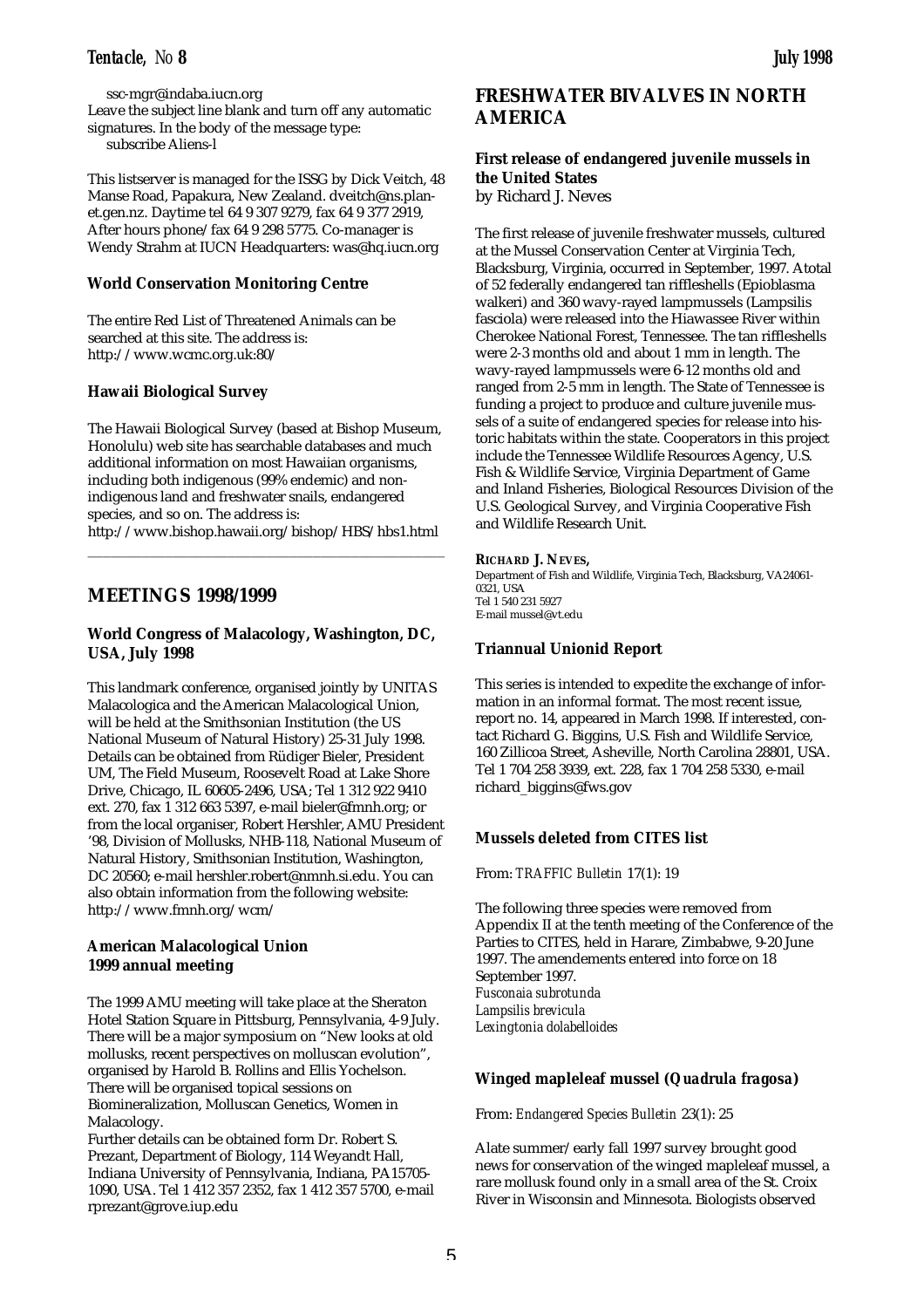ssc-mgr@indaba.iucn.org

Leave the subject line blank and turn off any automatic signatures. In the body of the message type:

subscribe Aliens-l

This listserver is managed for the ISSG by Dick Veitch, 48 Manse Road, Papakura, New Zealand. dveitch@ns.planet.gen.nz. Daytime tel 64 9 307 9279, fax 64 9 377 2919, After hours phone/fax 64 9 298 5775. Co-manager is Wendy Strahm at IUCN Headquarters: was@hq.iucn.org

### World Conservation Monitoring Centre

The entire Red List of Threatened Animals can be searched at this site. The address is: http://www.wcmc.org.uk:80/

### Hawaii Biological Survey

The Hawaii Biological Survey (based at Bishop Museum, Honolulu) web site has searchable databases and much additional information on most Hawaiian organisms, including both indigenous (99% endemic) and non-indigenous land and freshwater snails, endangered species, and so on. The address is:
http://www.bishop.hawaii.org/bishop/HBS/hbs1.html

---

## MEETINGS 1998/1999

### World Congress of Malacology, Washington, DC, USA, July 1998

This landmark conference, organised jointly by UNITAS Malacologica and the American Malacological Union, will be held at the Smithsonian Institution (the US National Museum of Natural History) 25-31 July 1998. Details can be obtained from Rüdiger Bieler, President UM, The Field Museum, Roosevelt Road at Lake Shore Drive, Chicago, IL 60605-2496, USA; Tel 1 312 922 9410 ext. 270, fax 1 312 663 5397, e-mail bieler@fmnh.org; or from the local organiser, Robert Hershler, AMU President '98, Division of Mollusks, NHB-118, National Museum of Natural History, Smithsonian Institution, Washington, DC 20560; e-mail hershler.robert@nmnh.si.edu. You can also obtain information from the following website: http://www.fmnh.org/wcm/

### American Malacological Union 1999 annual meeting

The 1999 AMU meeting will take place at the Sheraton Hotel Station Square in Pittsburg, Pennsylvania, 4-9 July. There will be a major symposium on "New looks at old mollusks, recent perspectives on molluscan evolution", organised by Harold B. Rollins and Ellis Yochelson. There will be organised topical sessions on Biomineralization, Molluscan Genetics, Women in Malacology.

Further details can be obtained form Dr. Robert S. Prezant, Department of Biology, 114 Weyandt Hall, Indiana University of Pennsylvania, Indiana, PA15705-1090, USA. Tel 1 412 357 2352, fax 1 412 357 5700, e-mail rprezant@grove.iup.edu

## FRESHWATER BIVALVES IN NORTH AMERICA

### First release of endangered juvenile mussels in the United States

by Richard J. Neves

The first release of juvenile freshwater mussels, cultured at the Mussel Conservation Center at Virginia Tech, Blacksburg, Virginia, occurred in September, 1997. A total of 52 federally endangered tan riffleshells (Epioblasma walkeri) and 360 wavy-rayed lampmussels (Lampsilis fasciola) were released into the Hiawassee River within Cherokee National Forest, Tennessee. The tan riffleshells were 2-3 months old and about 1 mm in length. The wavy-rayed lampmussels were 6-12 months old and ranged from 2-5 mm in length. The State of Tennessee is funding a project to produce and culture juvenile mussels of a suite of endangered species for release into historic habitats within the state. Cooperators in this project include the Tennessee Wildlife Resources Agency, U.S. Fish & Wildlife Service, Virginia Department of Game and Inland Fisheries, Biological Resources Division of the U.S. Geological Survey, and Virginia Cooperative Fish and Wildlife Research Unit.

**RICHARD J. NEVES,**
Department of Fish and Wildlife, Virginia Tech, Blacksburg, VA 24061-0321, USA
Tel 1 540 231 5927
E-mail mussel@vt.edu

### Triannual Unionid Report

This series is intended to expedite the exchange of information in an informal format. The most recent issue, report no. 14, appeared in March 1998. If interested, contact Richard G. Biggins, U.S. Fish and Wildlife Service, 160 Zillicoa Street, Asheville, North Carolina 28801, USA. Tel 1 704 258 3939, ext. 228, fax 1 704 258 5330, e-mail richard_biggins@fws.gov

### Mussels deleted from CITES list

From: *TRAFFIC Bulletin* 17(1): 19

The following three species were removed from Appendix II at the tenth meeting of the Conference of the Parties to CITES, held in Harare, Zimbabwe, 9-20 June 1997. The amendements entered into force on 18 September 1997.

*Fusconaia subrotunda*
*Lampsilis brevicula*
*Lexingtonia dolabelloides*

### Winged mapleleaf mussel (*Quadrula fragosa*)

From: *Endangered Species Bulletin* 23(1): 25

A late summer/early fall 1997 survey brought good news for conservation of the winged mapleleaf mussel, a rare mollusk found only in a small area of the St. Croix River in Wisconsin and Minnesota. Biologists observed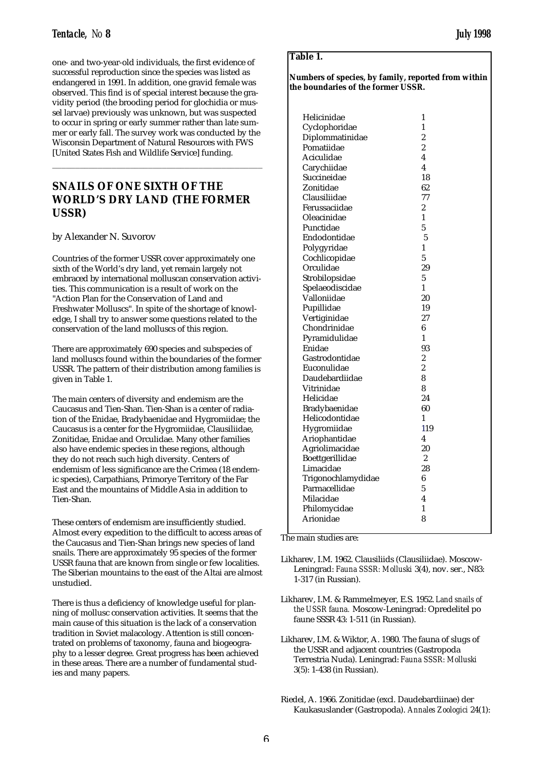one- and two-year-old individuals, the first evidence of successful reproduction since the species was listed as endangered in 1991. In addition, one gravid female was observed. This find is of special interest because the gravidity period (the brooding period for glochidia or mussel larvae) previously was unknown, but was suspected to occur in spring or early summer rather than late summer or early fall. The survey work was conducted by the Wisconsin Department of Natural Resources with FWS [United States Fish and Wildlife Service] funding.

---

## SNAILS OF ONE SIXTH OF THE WORLD'S DRY LAND (THE FORMER USSR)

by Alexander N. Suvorov

Countries of the former USSR cover approximately one sixth of the World's dry land, yet remain largely not embraced by international molluscan conservation activities. This communication is a result of work on the "Action Plan for the Conservation of Land and Freshwater Molluscs". In spite of the shortage of knowledge, I shall try to answer some questions related to the conservation of the land molluscs of this region.

There are approximately 690 species and subspecies of land molluscs found within the boundaries of the former USSR. The pattern of their distribution among families is given in Table 1.

**Table 1.**

**Numbers of species, by family, reported from within the boundaries of the former USSR.**

| Family | Number |
|---|---|
| Helicinidae | 1 |
| Cyclophoridae | 1 |
| Diplommatinidae | 2 |
| Pomatiidae | 2 |
| Aciculidae | 4 |
| Carychiidae | 4 |
| Succineidae | 18 |
| Zonitidae | 62 |
| Clausiliidae | 77 |
| Ferussaciidae | 2 |
| Oleacinidae | 1 |
| Punctidae | 5 |
| Endodontidae | 5 |
| Polygyridae | 1 |
| Cochlicopidae | 5 |
| Orculidae | 29 |
| Strobilopsidae | 5 |
| Spelaeodiscidae | 1 |
| Valloniidae | 20 |
| Pupillidae | 19 |
| Vertiginidae | 27 |
| Chondrinidae | 6 |
| Pyramidulidae | 1 |
| Enidae | 93 |
| Gastrodontidae | 2 |
| Euconulidae | 2 |
| Daudebardiidae | 8 |
| Vitrinidae | 8 |
| Helicidae | 24 |
| Bradybaenidae | 60 |
| Helicodontidae | 1 |
| Hygromiidae | 119 |
| Ariophantidae | 4 |
| Agriolimacidae | 20 |
| Boettgerillidae | 2 |
| Limacidae | 28 |
| Trigonochlamydidae | 6 |
| Parmacellidae | 5 |
| Milacidae | 4 |
| Philomycidae | 1 |
| Arionidae | 8 |

The main centers of diversity and endemism are the Caucasus and Tien-Shan. Tien-Shan is a center of radiation of the Enidae, Bradybaenidae and Hygromiidae; the Caucasus is a center for the Hygromiidae, Clausiliidae, Zonitidae, Enidae and Orculidae. Many other families also have endemic species in these regions, although they do not reach such high diversity. Centers of endemism of less significance are the Crimea (18 endemic species), Carpathians, Primorye Territory of the Far East and the mountains of Middle Asia in addition to Tien-Shan.

These centers of endemism are insufficiently studied. Almost every expedition to the difficult to access areas of the Caucasus and Tien-Shan brings new species of land snails. There are approximately 95 species of the former USSR fauna that are known from single or few localities. The Siberian mountains to the east of the Altai are almost unstudied.

There is thus a deficiency of knowledge useful for planning of mollusc conservation activities. It seems that the main cause of this situation is the lack of a conservation tradition in Soviet malacology. Attention is still concentrated on problems of taxonomy, fauna and biogeography to a lesser degree. Great progress has been achieved in these areas. There are a number of fundamental studies and many papers.

The main studies are:

Likharev, I.M. 1962. Clausiliids (Clausiliidae). Moscow-Leningrad: *Fauna SSSR: Molluski* 3(4), nov. ser., N83: 1-317 (in Russian).

Likharev, I.M. & Rammelmeyer, E.S. 1952. *Land snails of the USSR fauna.* Moscow-Leningrad: Opredelitel po faune SSSR 43: 1-511 (in Russian).

Likharev, I.M. & Wiktor, A. 1980. The fauna of slugs of the USSR and adjacent countries (Gastropoda Terrestria Nuda). Leningrad: *Fauna SSSR: Molluski* 3(5): 1-438 (in Russian).

Riedel, A. 1966. Zonitidae (excl. Daudebardiinae) der Kaukasuslander (Gastropoda). *Annales Zoologici* 24(1):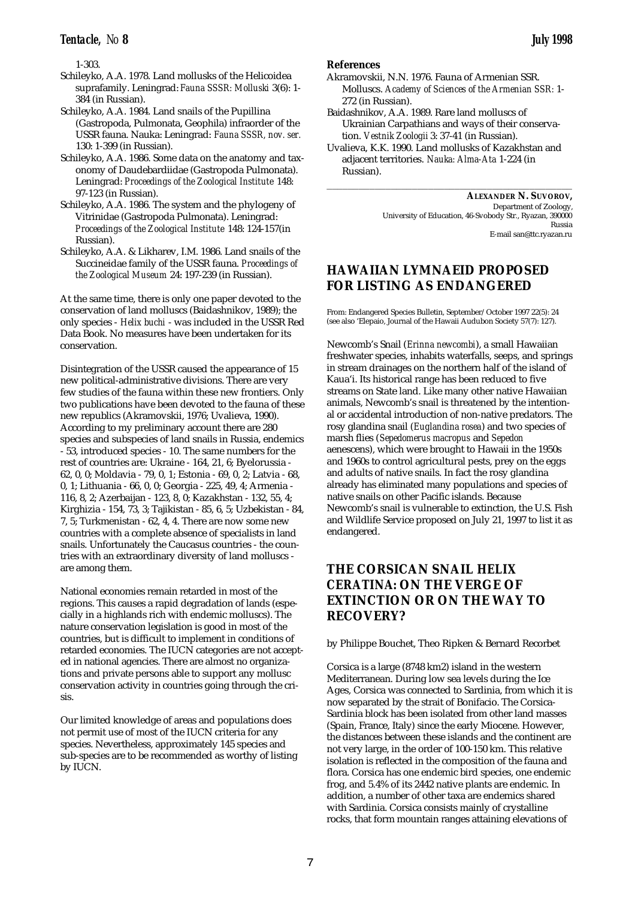1-303.

Schileyko, A.A. 1978. Land mollusks of the Helicoidea suprafamily. Leningrad: *Fauna SSSR: Molluski* 3(6): 1-384 (in Russian).

Schileyko, A.A. 1984. Land snails of the Pupillina (Gastropoda, Pulmonata, Geophila) infraorder of the USSR fauna. Nauka: Leningrad: *Fauna SSSR, nov. ser.* 130: 1-399 (in Russian).

Schileyko, A.A. 1986. Some data on the anatomy and taxonomy of Daudebardiidae (Gastropoda Pulmonata). Leningrad: *Proceedings of the Zoological Institute* 148: 97-123 (in Russian).

Schileyko, A.A. 1986. The system and the phylogeny of Vitrinidae (Gastropoda Pulmonata). Leningrad: *Proceedings of the Zoological Institute* 148: 124-157(in Russian).

Schileyko, A.A. & Likharev, I.M. 1986. Land snails of the Succineidae family of the USSR fauna. *Proceedings of the Zoological Museum* 24: 197-239 (in Russian).

At the same time, there is only one paper devoted to the conservation of land molluscs (Baidashnikov, 1989); the only species - *Helix buchi* - was included in the USSR Red Data Book. No measures have been undertaken for its conservation.

Disintegration of the USSR caused the appearance of 15 new political-administrative divisions. There are very few studies of the fauna within these new frontiers. Only two publications have been devoted to the fauna of these new republics (Akramovskii, 1976; Uvalieva, 1990). According to my preliminary account there are 280 species and subspecies of land snails in Russia, endemics - 53, introduced species - 10. The same numbers for the rest of countries are: Ukraine - 164, 21, 6; Byelorussia - 62, 0, 0; Moldavia - 79, 0, 1; Estonia - 69, 0, 2; Latvia - 68, 0, 1; Lithuania - 66, 0, 0; Georgia - 225, 49, 4; Armenia - 116, 8, 2; Azerbaijan - 123, 8, 0; Kazakhstan - 132, 55, 4; Kirghizia - 154, 73, 3; Tajikistan - 85, 6, 5; Uzbekistan - 84, 7, 5; Turkmenistan - 62, 4, 4. There are now some new countries with a complete absence of specialists in land snails. Unfortunately the Caucasus countries - the countries with an extraordinary diversity of land molluscs - are among them.

National economies remain retarded in most of the regions. This causes a rapid degradation of lands (especially in a highlands rich with endemic molluscs). The nature conservation legislation is good in most of the countries, but is difficult to implement in conditions of retarded economies. The IUCN categories are not accepted in national agencies. There are almost no organizations and private persons able to support any mollusc conservation activity in countries going through the crisis.

Our limited knowledge of areas and populations does not permit use of most of the IUCN criteria for any species. Nevertheless, approximately 145 species and sub-species are to be recommended as worthy of listing by IUCN.

**References**

Akramovskii, N.N. 1976. Fauna of Armenian SSR. Molluscs. *Academy of Sciences of the Armenian SSR:* 1-272 (in Russian).

Baidashnikov, A.A. 1989. Rare land molluscs of Ukrainian Carpathians and ways of their conservation. *Vestnik Zoologii* 3: 37-41 (in Russian).

Uvalieva, K.K. 1990. Land mollusks of Kazakhstan and adjacent territories. *Nauka: Alma-Ata* 1-224 (in Russian).

**ALEXANDER N. SUVOROV,**
Department of Zoology,
University of Education, 46-Svobody Str., Ryazan, 390000
Russia
E-mail san@ttc.ryazan.ru

## HAWAIIAN LYMNAEID PROPOSED FOR LISTING AS ENDANGERED

From: Endangered Species Bulletin, September/October 1997 22(5): 24 (see also 'Elepaio, Journal of the Hawaii Audubon Society 57(7): 127).

Newcomb's Snail (*Erinna newcombi*), a small Hawaiian freshwater species, inhabits waterfalls, seeps, and springs in stream drainages on the northern half of the island of Kaua'i. Its historical range has been reduced to five streams on State land. Like many other native Hawaiian animals, Newcomb's snail is threatened by the intentional or accidental introduction of non-native predators. The rosy glandina snail (*Euglandina rosea*) and two species of marsh flies (*Sepedomerus macropus* and *Sepedon aenescens*), which were brought to Hawaii in the 1950s and 1960s to control agricultural pests, prey on the eggs and adults of native snails. In fact the rosy glandina already has eliminated many populations and species of native snails on other Pacific islands. Because Newcomb's snail is vulnerable to extinction, the U.S. Fish and Wildlife Service proposed on July 21, 1997 to list it as endangered.

## THE CORSICAN SNAIL HELIX CERATINA: ON THE VERGE OF EXTINCTION OR ON THE WAY TO RECOVERY?

by Philippe Bouchet, Theo Ripken & Bernard Recorbet

Corsica is a large (8748 km2) island in the western Mediterranean. During low sea levels during the Ice Ages, Corsica was connected to Sardinia, from which it is now separated by the strait of Bonifacio. The Corsica-Sardinia block has been isolated from other land masses (Spain, France, Italy) since the early Miocene. However, the distances between these islands and the continent are not very large, in the order of 100-150 km. This relative isolation is reflected in the composition of the fauna and flora. Corsica has one endemic bird species, one endemic frog, and 5.4% of its 2442 native plants are endemic. In addition, a number of other taxa are endemics shared with Sardinia. Corsica consists mainly of crystalline rocks, that form mountain ranges attaining elevations of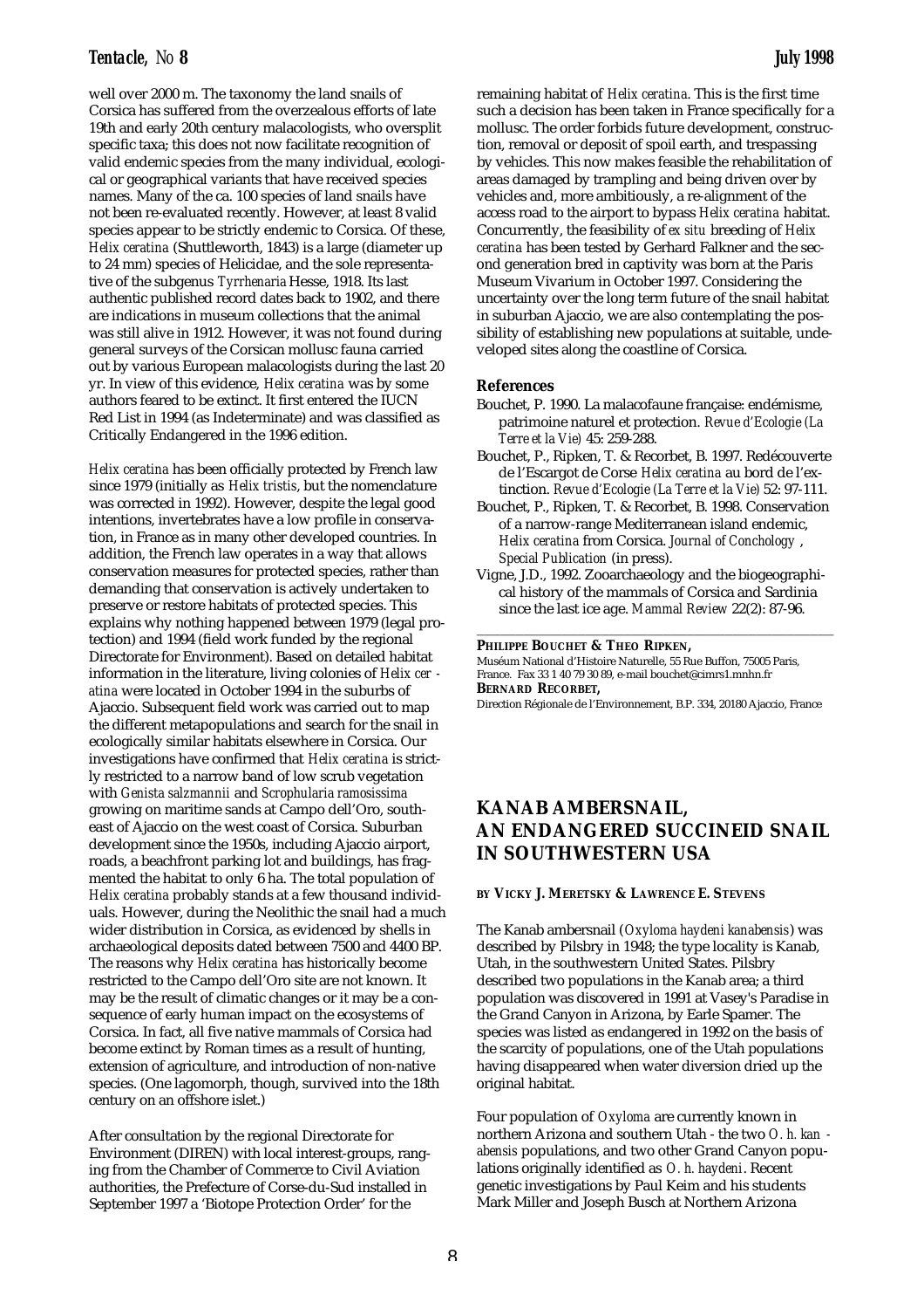well over 2000 m. The taxonomy the land snails of Corsica has suffered from the overzealous efforts of late 19th and early 20th century malacologists, who oversplit specific taxa; this does not now facilitate recognition of valid endemic species from the many individual, ecological or geographical variants that have received species names. Many of the ca. 100 species of land snails have not been re-evaluated recently. However, at least 8 valid species appear to be strictly endemic to Corsica. Of these, *Helix ceratina* (Shuttleworth, 1843) is a large (diameter up to 24 mm) species of Helicidae, and the sole representative of the subgenus *Tyrrhenaria* Hesse, 1918. Its last authentic published record dates back to 1902, and there are indications in museum collections that the animal was still alive in 1912. However, it was not found during general surveys of the Corsican mollusc fauna carried out by various European malacologists during the last 20 yr. In view of this evidence, *Helix ceratina* was by some authors feared to be extinct. It first entered the IUCN Red List in 1994 (as Indeterminate) and was classified as Critically Endangered in the 1996 edition.

*Helix ceratina* has been officially protected by French law since 1979 (initially as *Helix tristis*, but the nomenclature was corrected in 1992). However, despite the legal good intentions, invertebrates have a low profile in conservation, in France as in many other developed countries. In addition, the French law operates in a way that allows conservation measures for protected species, rather than demanding that conservation is actively undertaken to preserve or restore habitats of protected species. This explains why nothing happened between 1979 (legal protection) and 1994 (field work funded by the regional Directorate for Environment). Based on detailed habitat information in the literature, living colonies of *Helix ceratina* were located in October 1994 in the suburbs of Ajaccio. Subsequent field work was carried out to map the different metapopulations and search for the snail in ecologically similar habitats elsewhere in Corsica. Our investigations have confirmed that *Helix ceratina* is strictly restricted to a narrow band of low scrub vegetation with *Genista salzmannii* and *Scrophularia ramosissima* growing on maritime sands at Campo dell'Oro, southeast of Ajaccio on the west coast of Corsica. Suburban development since the 1950s, including Ajaccio airport, roads, a beachfront parking lot and buildings, has fragmented the habitat to only 6 ha. The total population of *Helix ceratina* probably stands at a few thousand individuals. However, during the Neolithic the snail had a much wider distribution in Corsica, as evidenced by shells in archaeological deposits dated between 7500 and 4400 BP. The reasons why *Helix ceratina* has historically become restricted to the Campo dell'Oro site are not known. It may be the result of climatic changes or it may be a consequence of early human impact on the ecosystems of Corsica. In fact, all five native mammals of Corsica had become extinct by Roman times as a result of hunting, extension of agriculture, and introduction of non-native species. (One lagomorph, though, survived into the 18th century on an offshore islet.)

After consultation by the regional Directorate for Environment (DIREN) with local interest-groups, ranging from the Chamber of Commerce to Civil Aviation authorities, the Prefecture of Corse-du-Sud installed in September 1997 a 'Biotope Protection Order' for the remaining habitat of *Helix ceratina*. This is the first time such a decision has been taken in France specifically for a mollusc. The order forbids future development, construction, removal or deposit of spoil earth, and trespassing by vehicles. This now makes feasible the rehabilitation of areas damaged by trampling and being driven over by vehicles and, more ambitiously, a re-alignment of the access road to the airport to bypass *Helix ceratina* habitat. Concurrently, the feasibility of *ex situ* breeding of *Helix ceratina* has been tested by Gerhard Falkner and the second generation bred in captivity was born at the Paris Museum Vivarium in October 1997. Considering the uncertainty over the long term future of the snail habitat in suburban Ajaccio, we are also contemplating the possibility of establishing new populations at suitable, undeveloped sites along the coastline of Corsica.

### References

Bouchet, P. 1990. La malacofaune française: endémisme, patrimoine naturel et protection. *Revue d'Ecologie (La Terre et la Vie)* 45: 259-288.

Bouchet, P., Ripken, T. & Recorbet, B. 1997. Redécouverte de l'Escargot de Corse *Helix ceratina* au bord de l'extinction. *Revue d'Ecologie (La Terre et la Vie)* 52: 97-111.

Bouchet, P., Ripken, T. & Recorbet, B. 1998. Conservation of a narrow-range Mediterranean island endemic, *Helix ceratina* from Corsica. *Journal of Conchology, Special Publication* (in press).

Vigne, J.D., 1992. Zooarchaeology and the biogeographical history of the mammals of Corsica and Sardinia since the last ice age. *Mammal Review* 22(2): 87-96.

**PHILIPPE BOUCHET & THEO RIPKEN,**
Muséum National d'Histoire Naturelle, 55 Rue Buffon, 75005 Paris, France. Fax 33 1 40 79 30 89, e-mail bouchet@cimrs1.mnhn.fr
**BERNARD RECORBET,**
Direction Régionale de l'Environnement, B.P. 334, 20180 Ajaccio, France

## KANAB AMBERSNAIL, AN ENDANGERED SUCCINEID SNAIL IN SOUTHWESTERN USA

**BY VICKY J. MERETSKY & LAWRENCE E. STEVENS**

The Kanab ambersnail (*Oxyloma haydeni kanabensis*) was described by Pilsbry in 1948; the type locality is Kanab, Utah, in the southwestern United States. Pilsbry described two populations in the Kanab area; a third population was discovered in 1991 at Vasey's Paradise in the Grand Canyon in Arizona, by Earle Spamer. The species was listed as endangered in 1992 on the basis of the scarcity of populations, one of the Utah populations having disappeared when water diversion dried up the original habitat.

Four population of *Oxyloma* are currently known in northern Arizona and southern Utah - the two *O. h. kanabensis* populations, and two other Grand Canyon populations originally identified as *O. h. haydeni*. Recent genetic investigations by Paul Keim and his students Mark Miller and Joseph Busch at Northern Arizona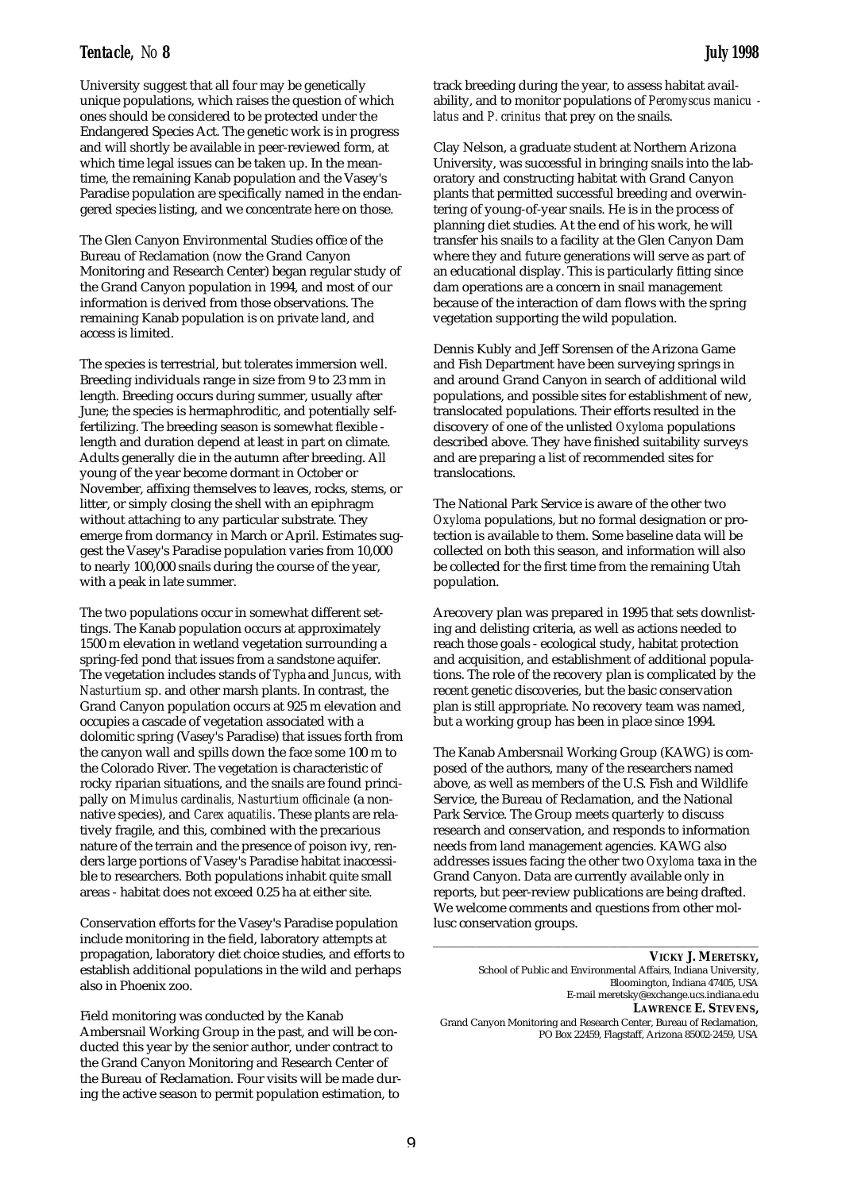University suggest that all four may be genetically unique populations, which raises the question of which ones should be considered to be protected under the Endangered Species Act. The genetic work is in progress and will shortly be available in peer-reviewed form, at which time legal issues can be taken up. In the meantime, the remaining Kanab population and the Vasey's Paradise population are specifically named in the endangered species listing, and we concentrate here on those.

The Glen Canyon Environmental Studies office of the Bureau of Reclamation (now the Grand Canyon Monitoring and Research Center) began regular study of the Grand Canyon population in 1994, and most of our information is derived from those observations. The remaining Kanab population is on private land, and access is limited.

The species is terrestrial, but tolerates immersion well. Breeding individuals range in size from 9 to 23 mm in length. Breeding occurs during summer, usually after June; the species is hermaphroditic, and potentially self-fertilizing. The breeding season is somewhat flexible - length and duration depend at least in part on climate. Adults generally die in the autumn after breeding. All young of the year become dormant in October or November, affixing themselves to leaves, rocks, stems, or litter, or simply closing the shell with an epiphragm without attaching to any particular substrate. They emerge from dormancy in March or April. Estimates suggest the Vasey's Paradise population varies from 10,000 to nearly 100,000 snails during the course of the year, with a peak in late summer.

The two populations occur in somewhat different settings. The Kanab population occurs at approximately 1500 m elevation in wetland vegetation surrounding a spring-fed pond that issues from a sandstone aquifer. The vegetation includes stands of *Typha* and *Juncus*, with *Nasturtium* sp. and other marsh plants. In contrast, the Grand Canyon population occurs at 925 m elevation and occupies a cascade of vegetation associated with a dolomitic spring (Vasey's Paradise) that issues forth from the canyon wall and spills down the face some 100 m to the Colorado River. The vegetation is characteristic of rocky riparian situations, and the snails are found principally on *Mimulus cardinalis, Nasturtium officinale* (a nonnative species), and *Carex aquatilis*. These plants are relatively fragile, and this, combined with the precarious nature of the terrain and the presence of poison ivy, renders large portions of Vasey's Paradise habitat inaccessible to researchers. Both populations inhabit quite small areas - habitat does not exceed 0.25 ha at either site.

Conservation efforts for the Vasey's Paradise population include monitoring in the field, laboratory attempts at propagation, laboratory diet choice studies, and efforts to establish additional populations in the wild and perhaps also in Phoenix zoo.

Field monitoring was conducted by the Kanab Ambersnail Working Group in the past, and will be conducted this year by the senior author, under contract to the Grand Canyon Monitoring and Research Center of the Bureau of Reclamation. Four visits will be made during the active season to permit population estimation, to track breeding during the year, to assess habitat availability, and to monitor populations of *Peromyscus maniculatus* and *P. crinitus* that prey on the snails.

Clay Nelson, a graduate student at Northern Arizona University, was successful in bringing snails into the laboratory and constructing habitat with Grand Canyon plants that permitted successful breeding and overwintering of young-of-year snails. He is in the process of planning diet studies. At the end of his work, he will transfer his snails to a facility at the Glen Canyon Dam where they and future generations will serve as part of an educational display. This is particularly fitting since dam operations are a concern in snail management because of the interaction of dam flows with the spring vegetation supporting the wild population.

Dennis Kubly and Jeff Sorensen of the Arizona Game and Fish Department have been surveying springs in and around Grand Canyon in search of additional wild populations, and possible sites for establishment of new, translocated populations. Their efforts resulted in the discovery of one of the unlisted *Oxyloma* populations described above. They have finished suitability surveys and are preparing a list of recommended sites for translocations.

The National Park Service is aware of the other two *Oxyloma* populations, but no formal designation or protection is available to them. Some baseline data will be collected on both this season, and information will also be collected for the first time from the remaining Utah population.

A recovery plan was prepared in 1995 that sets downlisting and delisting criteria, as well as actions needed to reach those goals - ecological study, habitat protection and acquisition, and establishment of additional populations. The role of the recovery plan is complicated by the recent genetic discoveries, but the basic conservation plan is still appropriate. No recovery team was named, but a working group has been in place since 1994.

The Kanab Ambersnail Working Group (KAWG) is composed of the authors, many of the researchers named above, as well as members of the U.S. Fish and Wildlife Service, the Bureau of Reclamation, and the National Park Service. The Group meets quarterly to discuss research and conservation, and responds to information needs from land management agencies. KAWG also addresses issues facing the other two *Oxyloma* taxa in the Grand Canyon. Data are currently available only in reports, but peer-review publications are being drafted. We welcome comments and questions from other mollusc conservation groups.

**VICKY J. MERETSKY,**
School of Public and Environmental Affairs, Indiana University, Bloomington, Indiana 47405, USA
E-mail meretsky@exchange.ucs.indiana.edu

**LAWRENCE E. STEVENS,**
Grand Canyon Monitoring and Research Center, Bureau of Reclamation, PO Box 22459, Flagstaff, Arizona 85002-2459, USA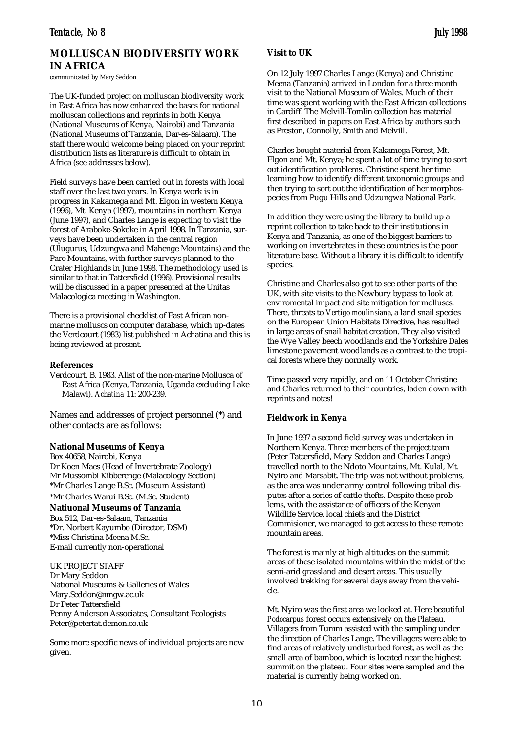## MOLLUSCAN BIODIVERSITY WORK IN AFRICA

communicated by Mary Seddon

The UK-funded project on molluscan biodiversity work in East Africa has now enhanced the bases for national molluscan collections and reprints in both Kenya (National Museums of Kenya, Nairobi) and Tanzania (National Museums of Tanzania, Dar-es-Salaam). The staff there would welcome being placed on your reprint distribution lists as literature is difficult to obtain in Africa (see addresses below).

Field surveys have been carried out in forests with local staff over the last two years. In Kenya work is in progress in Kakamega and Mt. Elgon in western Kenya (1996), Mt. Kenya (1997), mountains in northern Kenya (June 1997), and Charles Lange is expecting to visit the forest of Araboke-Sokoke in April 1998. In Tanzania, surveys have been undertaken in the central region (Ulugurus, Udzungwa and Mahenge Mountains) and the Pare Mountains, with further surveys planned to the Crater Highlands in June 1998. The methodology used is similar to that in Tattersfield (1996). Provisional results will be discussed in a paper presented at the Unitas Malacologica meeting in Washington.

There is a provisional checklist of East African non-marine molluscs on computer database, which up-dates the Verdcourt (1983) list published in Achatina and this is being reviewed at present.

### References

Verdcourt, B. 1983. Alist of the non-marine Mollusca of East Africa (Kenya, Tanzania, Uganda excluding Lake Malawi). *Achatina* 11: 200-239.

Names and addresses of project personnel (*) and other contacts are as follows:

**National Museums of Kenya**
Box 40658, Nairobi, Kenya
Dr Koen Maes (Head of Invertebrate Zoology)
Mr Mussombi Kibberenge (Malacology Section)
*Mr Charles Lange B.Sc. (Museum Assistant)
*Mr Charles Warui B.Sc. (M.Sc. Student)

**Natiuonal Museums of Tanzania**
Box 512, Dar-es-Salaam, Tanzania
*Dr. Norbert Kayumbo (Director, DSM)
*Miss Christina Meena M.Sc.
E-mail currently non-operational

UK PROJECT STAFF
Dr Mary Seddon
National Museums & Galleries of Wales
Mary.Seddon@nmgw.ac.uk
Dr Peter Tattersfield
Penny Anderson Associates, Consultant Ecologists
Peter@petertat.demon.co.uk

Some more specific news of individual projects are now given.

### Visit to UK

On 12 July 1997 Charles Lange (Kenya) and Christine Meena (Tanzania) arrived in London for a three month visit to the National Museum of Wales. Much of their time was spent working with the East African collections in Cardiff. The Melvill-Tomlin collection has material first described in papers on East Africa by authors such as Preston, Connolly, Smith and Melvill.

Charles bought material from Kakamega Forest, Mt. Elgon and Mt. Kenya; he spent a lot of time trying to sort out identification problems. Christine spent her time learning how to identify different taxonomic groups and then trying to sort out the identification of her morphospecies from Pugu Hills and Udzungwa National Park.

In addition they were using the library to build up a reprint collection to take back to their institutions in Kenya and Tanzania, as one of the biggest barriers to working on invertebrates in these countries is the poor literature base. Without a library it is difficult to identify species.

Christine and Charles also got to see other parts of the UK, with site visits to the Newbury bypass to look at enviromental impact and site mitigation for molluscs. There, threats to *Vertigo moulinsiana*, a land snail species on the European Union Habitats Directive, has resulted in large areas of snail habitat creation. They also visited the Wye Valley beech woodlands and the Yorkshire Dales limestone pavement woodlands as a contrast to the tropical forests where they normally work.

Time passed very rapidly, and on 11 October Christine and Charles returned to their countries, laden down with reprints and notes!

### Fieldwork in Kenya

In June 1997 a second field survey was undertaken in Northern Kenya. Three members of the project team (Peter Tattersfield, Mary Seddon and Charles Lange) travelled north to the Ndoto Mountains, Mt. Kulal, Mt. Nyiro and Marsabit. The trip was not without problems, as the area was under army control following tribal disputes after a series of cattle thefts. Despite these problems, with the assistance of officers of the Kenyan Wildlife Service, local chiefs and the District Commisioner, we managed to get access to these remote mountain areas.

The forest is mainly at high altitudes on the summit areas of these isolated mountains within the midst of the semi-arid grassland and desert areas. This usually involved trekking for several days away from the vehicle.

Mt. Nyiro was the first area we looked at. Here beautiful *Podocarpus* forest occurs extensively on the Plateau. Villagers from Tumm assisted with the sampling under the direction of Charles Lange. The villagers were able to find areas of relatively undisturbed forest, as well as the small area of bamboo, which is located near the highest summit on the plateau. Four sites were sampled and the material is currently being worked on.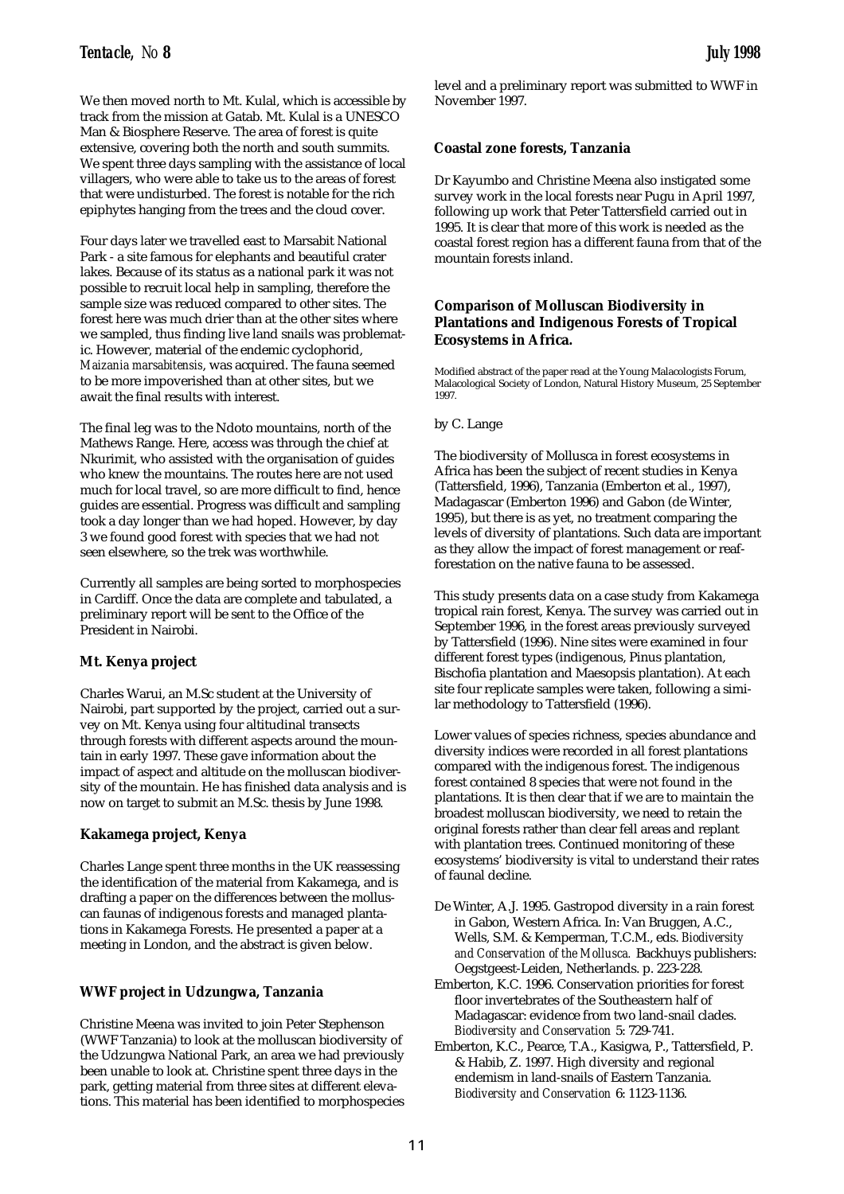We then moved north to Mt. Kulal, which is accessible by track from the mission at Gatab. Mt. Kulal is a UNESCO Man & Biosphere Reserve. The area of forest is quite extensive, covering both the north and south summits. We spent three days sampling with the assistance of local villagers, who were able to take us to the areas of forest that were undisturbed. The forest is notable for the rich epiphytes hanging from the trees and the cloud cover.

Four days later we travelled east to Marsabit National Park - a site famous for elephants and beautiful crater lakes. Because of its status as a national park it was not possible to recruit local help in sampling, therefore the sample size was reduced compared to other sites. The forest here was much drier than at the other sites where we sampled, thus finding live land snails was problematic. However, material of the endemic cyclophorid, *Maizania marsabitensis*, was acquired. The fauna seemed to be more impoverished than at other sites, but we await the final results with interest.

The final leg was to the Ndoto mountains, north of the Mathews Range. Here, access was through the chief at Nkurimit, who assisted with the organisation of guides who knew the mountains. The routes here are not used much for local travel, so are more difficult to find, hence guides are essential. Progress was difficult and sampling took a day longer than we had hoped. However, by day 3 we found good forest with species that we had not seen elsewhere, so the trek was worthwhile.

Currently all samples are being sorted to morphospecies in Cardiff. Once the data are complete and tabulated, a preliminary report will be sent to the Office of the President in Nairobi.

### Mt. Kenya project

Charles Warui, an M.Sc student at the University of Nairobi, part supported by the project, carried out a survey on Mt. Kenya using four altitudinal transects through forests with different aspects around the mountain in early 1997. These gave information about the impact of aspect and altitude on the molluscan biodiversity of the mountain. He has finished data analysis and is now on target to submit an M.Sc. thesis by June 1998.

### Kakamega project, Kenya

Charles Lange spent three months in the UK reassessing the identification of the material from Kakamega, and is drafting a paper on the differences between the molluscan faunas of indigenous forests and managed plantations in Kakamega Forests. He presented a paper at a meeting in London, and the abstract is given below.

### WWF project in Udzungwa, Tanzania

Christine Meena was invited to join Peter Stephenson (WWF Tanzania) to look at the molluscan biodiversity of the Udzungwa National Park, an area we had previously been unable to look at. Christine spent three days in the park, getting material from three sites at different elevations. This material has been identified to morphospecies level and a preliminary report was submitted to WWF in November 1997.

### Coastal zone forests, Tanzania

Dr Kayumbo and Christine Meena also instigated some survey work in the local forests near Pugu in April 1997, following up work that Peter Tattersfield carried out in 1995. It is clear that more of this work is needed as the coastal forest region has a different fauna from that of the mountain forests inland.

### Comparison of Molluscan Biodiversity in Plantations and Indigenous Forests of Tropical Ecosystems in Africa.

Modified abstract of the paper read at the Young Malacologists Forum, Malacological Society of London, Natural History Museum, 25 September 1997.

by C. Lange

The biodiversity of Mollusca in forest ecosystems in Africa has been the subject of recent studies in Kenya (Tattersfield, 1996), Tanzania (Emberton et al., 1997), Madagascar (Emberton 1996) and Gabon (de Winter, 1995), but there is as yet, no treatment comparing the levels of diversity of plantations. Such data are important as they allow the impact of forest management or reafforestation on the native fauna to be assessed.

This study presents data on a case study from Kakamega tropical rain forest, Kenya. The survey was carried out in September 1996, in the forest areas previously surveyed by Tattersfield (1996). Nine sites were examined in four different forest types (indigenous, Pinus plantation, Bischofia plantation and Maesopsis plantation). At each site four replicate samples were taken, following a similar methodology to Tattersfield (1996).

Lower values of species richness, species abundance and diversity indices were recorded in all forest plantations compared with the indigenous forest. The indigenous forest contained 8 species that were not found in the plantations. It is then clear that if we are to maintain the broadest molluscan biodiversity, we need to retain the original forests rather than clear fell areas and replant with plantation trees. Continued monitoring of these ecosystems' biodiversity is vital to understand their rates of faunal decline.

- De Winter, A.J. 1995. Gastropod diversity in a rain forest in Gabon, Western Africa. In: Van Bruggen, A.C., Wells, S.M. & Kemperman, T.C.M., eds. *Biodiversity and Conservation of the Mollusca.* Backhuys publishers: Oegstgeest-Leiden, Netherlands. p. 223-228.
- Emberton, K.C. 1996. Conservation priorities for forest floor invertebrates of the Southeastern half of Madagascar: evidence from two land-snail clades. *Biodiversity and Conservation* 5: 729-741.
- Emberton, K.C., Pearce, T.A., Kasigwa, P., Tattersfield, P. & Habib, Z. 1997. High diversity and regional endemism in land-snails of Eastern Tanzania. *Biodiversity and Conservation* 6: 1123-1136.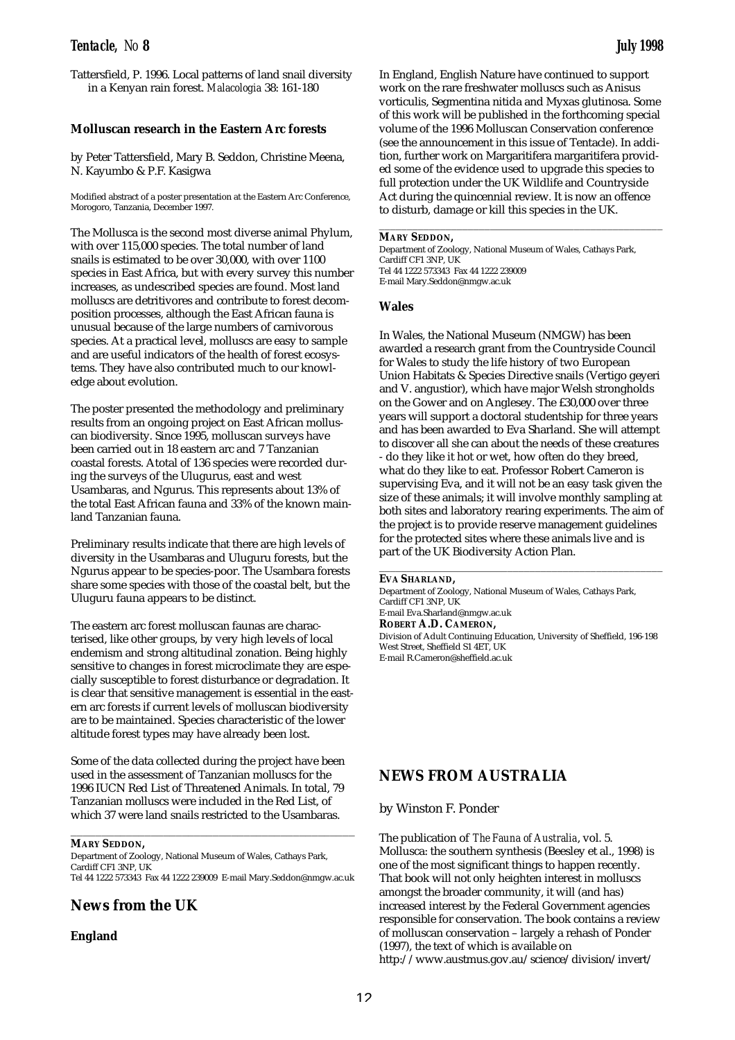Tattersfield, P. 1996. Local patterns of land snail diversity in a Kenyan rain forest. *Malacologia* 38: 161-180

### Molluscan research in the Eastern Arc forests

by Peter Tattersfield, Mary B. Seddon, Christine Meena, N. Kayumbo & P.F. Kasigwa

Modified abstract of a poster presentation at the Eastern Arc Conference, Morogoro, Tanzania, December 1997.

The Mollusca is the second most diverse animal Phylum, with over 115,000 species. The total number of land snails is estimated to be over 30,000, with over 1100 species in East Africa, but with every survey this number increases, as undescribed species are found. Most land molluscs are detritivores and contribute to forest decomposition processes, although the East African fauna is unusual because of the large numbers of carnivorous species. At a practical level, molluscs are easy to sample and are useful indicators of the health of forest ecosystems. They have also contributed much to our knowledge about evolution.

The poster presented the methodology and preliminary results from an ongoing project on East African molluscan biodiversity. Since 1995, molluscan surveys have been carried out in 18 eastern arc and 7 Tanzanian coastal forests. A total of 136 species were recorded during the surveys of the Ulugurus, east and west Usambaras, and Ngurus. This represents about 13% of the total East African fauna and 33% of the known mainland Tanzanian fauna.

Preliminary results indicate that there are high levels of diversity in the Usambaras and Uluguru forests, but the Ngurus appear to be species-poor. The Usambara forests share some species with those of the coastal belt, but the Uluguru fauna appears to be distinct.

The eastern arc forest molluscan faunas are characterised, like other groups, by very high levels of local endemism and strong altitudinal zonation. Being highly sensitive to changes in forest microclimate they are especially susceptible to forest disturbance or degradation. It is clear that sensitive management is essential in the eastern arc forests if current levels of molluscan biodiversity are to be maintained. Species characteristic of the lower altitude forest types may have already been lost.

Some of the data collected during the project have been used in the assessment of Tanzanian molluscs for the 1996 IUCN Red List of Threatened Animals. In total, 79 Tanzanian molluscs were included in the Red List, of which 37 were land snails restricted to the Usambaras.

---

**MARY SEDDON,**
Department of Zoology, National Museum of Wales, Cathays Park, Cardiff CF1 3NP, UK
Tel 44 1222 573343 Fax 44 1222 239009 E-mail Mary.Seddon@nmgw.ac.uk

## News from the UK

### England

In England, English Nature have continued to support work on the rare freshwater molluscs such as Anisus vorticulis, Segmentina nitida and Myxas glutinosa. Some of this work will be published in the forthcoming special volume of the 1996 Molluscan Conservation conference (see the announcement in this issue of Tentacle). In addition, further work on Margaritifera margaritifera provided some of the evidence used to upgrade this species to full protection under the UK Wildlife and Countryside Act during the quincennial review. It is now an offence to disturb, damage or kill this species in the UK.

---

**MARY SEDDON,**
Department of Zoology, National Museum of Wales, Cathays Park, Cardiff CF1 3NP, UK
Tel 44 1222 573343 Fax 44 1222 239009
E-mail Mary.Seddon@nmgw.ac.uk

### Wales

In Wales, the National Museum (NMGW) has been awarded a research grant from the Countryside Council for Wales to study the life history of two European Union Habitats & Species Directive snails (Vertigo geyeri and V. angustior), which have major Welsh strongholds on the Gower and on Anglesey. The £30,000 over three years will support a doctoral studentship for three years and has been awarded to Eva Sharland. She will attempt to discover all she can about the needs of these creatures - do they like it hot or wet, how often do they breed, what do they like to eat. Professor Robert Cameron is supervising Eva, and it will not be an easy task given the size of these animals; it will involve monthly sampling at both sites and laboratory rearing experiments. The aim of the project is to provide reserve management guidelines for the protected sites where these animals live and is part of the UK Biodiversity Action Plan.

---

**EVA SHARLAND,**
Department of Zoology, National Museum of Wales, Cathays Park, Cardiff CF1 3NP, UK
E-mail Eva.Sharland@nmgw.ac.uk
**ROBERT A.D. CAMERON,**
Division of Adult Continuing Education, University of Sheffield, 196-198 West Street, Sheffield S1 4ET, UK
E-mail R.Cameron@sheffield.ac.uk

## NEWS FROM AUSTRALIA

by Winston F. Ponder

The publication of *The Fauna of Australia*, vol. 5. Mollusca: the southern synthesis (Beesley et al., 1998) is one of the most significant things to happen recently. That book will not only heighten interest in molluscs amongst the broader community, it will (and has) increased interest by the Federal Government agencies responsible for conservation. The book contains a review of molluscan conservation – largely a rehash of Ponder (1997), the text of which is available on http://www.austmus.gov.au/science/division/invert/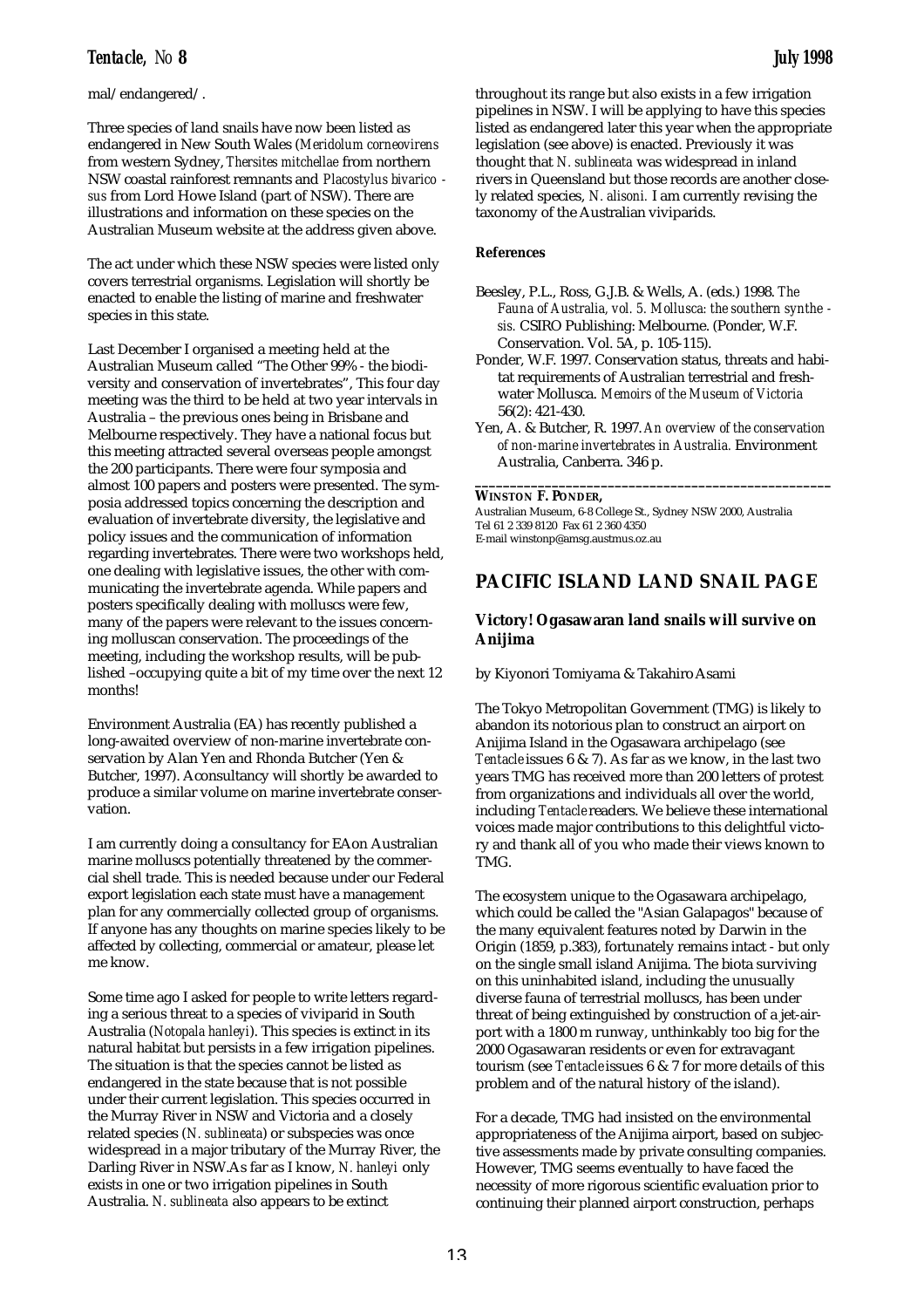mal/endangered/.

Three species of land snails have now been listed as endangered in New South Wales (*Meridolum corneovirens* from western Sydney, *Thersites mitchellae* from northern NSW coastal rainforest remnants and *Placostylus bivaricosus* from Lord Howe Island (part of NSW). There are illustrations and information on these species on the Australian Museum website at the address given above.

The act under which these NSW species were listed only covers terrestrial organisms. Legislation will shortly be enacted to enable the listing of marine and freshwater species in this state.

Last December I organised a meeting held at the Australian Museum called "The Other 99% - the biodiversity and conservation of invertebrates", This four day meeting was the third to be held at two year intervals in Australia – the previous ones being in Brisbane and Melbourne respectively. They have a national focus but this meeting attracted several overseas people amongst the 200 participants. There were four symposia and almost 100 papers and posters were presented. The symposia addressed topics concerning the description and evaluation of invertebrate diversity, the legislative and policy issues and the communication of information regarding invertebrates. There were two workshops held, one dealing with legislative issues, the other with communicating the invertebrate agenda. While papers and posters specifically dealing with molluscs were few, many of the papers were relevant to the issues concerning molluscan conservation. The proceedings of the meeting, including the workshop results, will be published –occupying quite a bit of my time over the next 12 months!

Environment Australia (EA) has recently published a long-awaited overview of non-marine invertebrate conservation by Alan Yen and Rhonda Butcher (Yen & Butcher, 1997). A consultancy will shortly be awarded to produce a similar volume on marine invertebrate conservation.

I am currently doing a consultancy for EA on Australian marine molluscs potentially threatened by the commercial shell trade. This is needed because under our Federal export legislation each state must have a management plan for any commercially collected group of organisms. If anyone has any thoughts on marine species likely to be affected by collecting, commercial or amateur, please let me know.

Some time ago I asked for people to write letters regarding a serious threat to a species of viviparid in South Australia (*Notopala hanleyi*). This species is extinct in its natural habitat but persists in a few irrigation pipelines. The situation is that the species cannot be listed as endangered in the state because that is not possible under their current legislation. This species occurred in the Murray River in NSW and Victoria and a closely related species (*N. sublineata*) or subspecies was once widespread in a major tributary of the Murray River, the Darling River in NSW. As far as I know, *N. hanleyi* only exists in one or two irrigation pipelines in South Australia. *N. sublineata* also appears to be extinct throughout its range but also exists in a few irrigation pipelines in NSW. I will be applying to have this species listed as endangered later this year when the appropriate legislation (see above) is enacted. Previously it was thought that *N. sublineata* was widespread in inland rivers in Queensland but those records are another closely related species, *N. alisoni.* I am currently revising the taxonomy of the Australian viviparids.

**References**

Beesley, P.L., Ross, G.J.B. & Wells, A. (eds.) 1998. *The Fauna of Australia, vol. 5. Mollusca: the southern synthesis.* CSIRO Publishing: Melbourne. (Ponder, W.F. Conservation. Vol. 5A, p. 105-115).

Ponder, W.F. 1997. Conservation status, threats and habitat requirements of Australian terrestrial and freshwater Mollusca. *Memoirs of the Museum of Victoria* 56(2): 421-430.

Yen, A. & Butcher, R. 1997. *An overview of the conservation of non-marine invertebrates in Australia.* Environment Australia, Canberra. 346 p.

---

**WINSTON F. PONDER,**
Australian Museum, 6-8 College St., Sydney NSW 2000, Australia
Tel 61 2 339 8120 Fax 61 2 360 4350
E-mail winstonp@amsg.austmus.oz.au

## PACIFIC ISLAND LAND SNAIL PAGE

### Victory! Ogasawaran land snails will survive on Anijima

by Kiyonori Tomiyama & Takahiro Asami

The Tokyo Metropolitan Government (TMG) is likely to abandon its notorious plan to construct an airport on Anijima Island in the Ogasawara archipelago (see *Tentacle* issues 6 & 7). As far as we know, in the last two years TMG has received more than 200 letters of protest from organizations and individuals all over the world, including *Tentacle* readers. We believe these international voices made major contributions to this delightful victory and thank all of you who made their views known to TMG.

The ecosystem unique to the Ogasawara archipelago, which could be called the "Asian Galapagos" because of the many equivalent features noted by Darwin in the Origin (1859, p.383), fortunately remains intact - but only on the single small island Anijima. The biota surviving on this uninhabited island, including the unusually diverse fauna of terrestrial molluscs, has been under threat of being extinguished by construction of a jet-airport with a 1800 m runway, unthinkably too big for the 2000 Ogasawaran residents or even for extravagant tourism (see *Tentacle* issues 6 & 7 for more details of this problem and of the natural history of the island).

For a decade, TMG had insisted on the environmental appropriateness of the Anijima airport, based on subjective assessments made by private consulting companies. However, TMG seems eventually to have faced the necessity of more rigorous scientific evaluation prior to continuing their planned airport construction, perhaps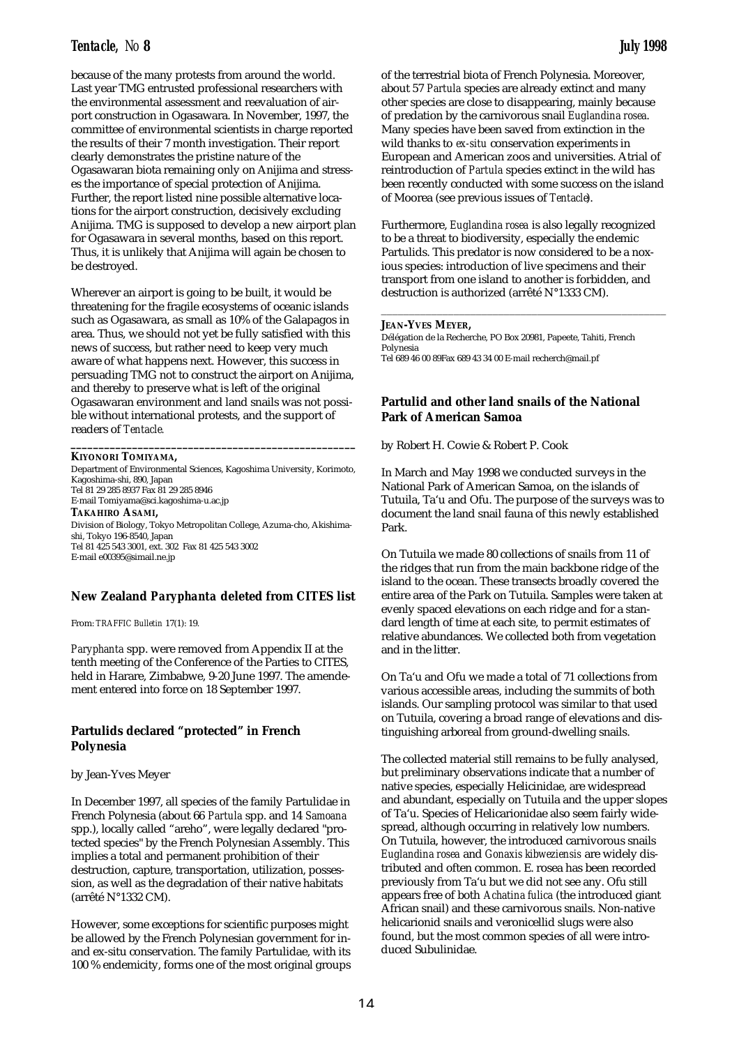because of the many protests from around the world. Last year TMG entrusted professional researchers with the environmental assessment and reevaluation of airport construction in Ogasawara. In November, 1997, the committee of environmental scientists in charge reported the results of their 7 month investigation. Their report clearly demonstrates the pristine nature of the Ogasawaran biota remaining only on Anijima and stresses the importance of special protection of Anijima. Further, the report listed nine possible alternative locations for the airport construction, decisively excluding Anijima. TMG is supposed to develop a new airport plan for Ogasawara in several months, based on this report. Thus, it is unlikely that Anijima will again be chosen to be destroyed.

Wherever an airport is going to be built, it would be threatening for the fragile ecosystems of oceanic islands such as Ogasawara, as small as 10% of the Galapagos in area. Thus, we should not yet be fully satisfied with this news of success, but rather need to keep very much aware of what happens next. However, this success in persuading TMG not to construct the airport on Anijima, and thereby to preserve what is left of the original Ogasawaran environment and land snails was not possible without international protests, and the support of readers of *Tentacle.*

---

**KIYONORI TOMIYAMA,**
Department of Environmental Sciences, Kagoshima University, Korimoto, Kagoshima-shi, 890, Japan
Tel 81 29 285 8937 Fax 81 29 285 8946
E-mail Tomiyama@sci.kagoshima-u.ac.jp

**TAKAHIRO ASAMI,**
Division of Biology, Tokyo Metropolitan College, Azuma-cho, Akishima-shi, Tokyo 196-8540, Japan
Tel 81 425 543 3001, ext. 302 Fax 81 425 543 3002
E-mail e00395@simail.ne.jp

## New Zealand *Paryphanta* deleted from CITES list

From: *TRAFFIC Bulletin* 17(1): 19.

*Paryphanta* spp. were removed from Appendix II at the tenth meeting of the Conference of the Parties to CITES, held in Harare, Zimbabwe, 9-20 June 1997. The amendement entered into force on 18 September 1997.

## Partulids declared "protected" in French Polynesia

by Jean-Yves Meyer

In December 1997, all species of the family Partulidae in French Polynesia (about 66 *Partula* spp. and 14 *Samoana* spp.), locally called "areho", were legally declared "protected species" by the French Polynesian Assembly. This implies a total and permanent prohibition of their destruction, capture, transportation, utilization, possession, as well as the degradation of their native habitats (arrêté N°1332 CM).

However, some exceptions for scientific purposes might be allowed by the French Polynesian government for in- and ex-situ conservation. The family Partulidae, with its 100 % endemicity, forms one of the most original groups of the terrestrial biota of French Polynesia. Moreover, about 57 *Partula* species are already extinct and many other species are close to disappearing, mainly because of predation by the carnivorous snail *Euglandina rosea*. Many species have been saved from extinction in the wild thanks to *ex-situ* conservation experiments in European and American zoos and universities. A trial of reintroduction of *Partula* species extinct in the wild has been recently conducted with some success on the island of Moorea (see previous issues of *Tentacle*).

Furthermore, *Euglandina rosea* is also legally recognized to be a threat to biodiversity, especially the endemic Partulids. This predator is now considered to be a noxious species: introduction of live specimens and their transport from one island to another is forbidden, and destruction is authorized (arrêté N°1333 CM).

---

**JEAN-YVES MEYER,**
Délégation de la Recherche, PO Box 20981, Papeete, Tahiti, French Polynesia
Tel 689 46 00 89Fax 689 43 34 00 E-mail recherch@mail.pf

## Partulid and other land snails of the National Park of American Samoa

by Robert H. Cowie & Robert P. Cook

In March and May 1998 we conducted surveys in the National Park of American Samoa, on the islands of Tutuila, Ta'u and Ofu. The purpose of the surveys was to document the land snail fauna of this newly established Park.

On Tutuila we made 80 collections of snails from 11 of the ridges that run from the main backbone ridge of the island to the ocean. These transects broadly covered the entire area of the Park on Tutuila. Samples were taken at evenly spaced elevations on each ridge and for a standard length of time at each site, to permit estimates of relative abundances. We collected both from vegetation and in the litter.

On Ta'u and Ofu we made a total of 71 collections from various accessible areas, including the summits of both islands. Our sampling protocol was similar to that used on Tutuila, covering a broad range of elevations and distinguishing arboreal from ground-dwelling snails.

The collected material still remains to be fully analysed, but preliminary observations indicate that a number of native species, especially Helicinidae, are widespread and abundant, especially on Tutuila and the upper slopes of Ta'u. Species of Helicarionidae also seem fairly widespread, although occurring in relatively low numbers. On Tutuila, however, the introduced carnivorous snails *Euglandina rosea* and *Gonaxis kibweziensis* are widely distributed and often common. E. rosea has been recorded previously from Ta'u but we did not see any. Ofu still appears free of both *Achatina fulica* (the introduced giant African snail) and these carnivorous snails. Non-native helicarionid snails and veronicellid slugs were also found, but the most common species of all were introduced Subulinidae.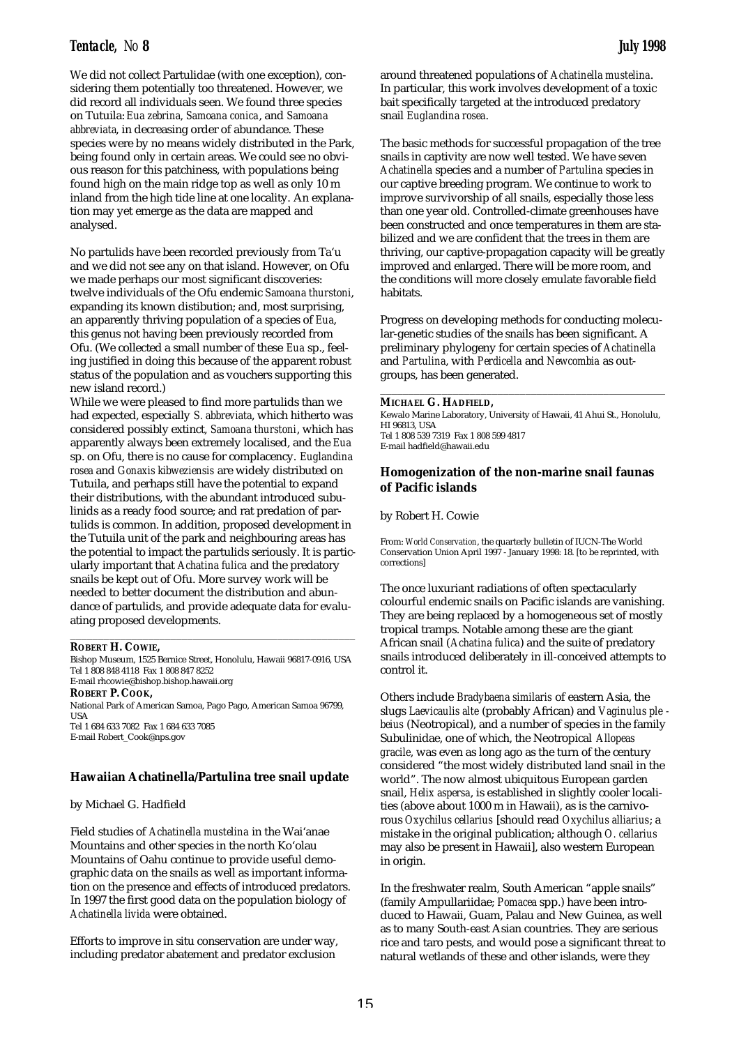We did not collect Partulidae (with one exception), considering them potentially too threatened. However, we did record all individuals seen. We found three species on Tutuila: *Eua zebrina*, *Samoana conica*, and *Samoana abbreviata*, in decreasing order of abundance. These species were by no means widely distributed in the Park, being found only in certain areas. We could see no obvious reason for this patchiness, with populations being found high on the main ridge top as well as only 10 m inland from the high tide line at one locality. An explanation may yet emerge as the data are mapped and analysed.

No partulids have been recorded previously from Ta'u and we did not see any on that island. However, on Ofu we made perhaps our most significant discoveries: twelve individuals of the Ofu endemic *Samoana thurstoni*, expanding its known distibution; and, most surprising, an apparently thriving population of a species of *Eua*, this genus not having been previously recorded from Ofu. (We collected a small number of these *Eua* sp., feeling justified in doing this because of the apparent robust status of the population and as vouchers supporting this new island record.)

While we were pleased to find more partulids than we had expected, especially *S. abbreviata*, which hitherto was considered possibly extinct, *Samoana thurstoni*, which has apparently always been extremely localised, and the *Eua* sp. on Ofu, there is no cause for complacency. *Euglandina rosea* and *Gonaxis kibweziensis* are widely distributed on Tutuila, and perhaps still have the potential to expand their distributions, with the abundant introduced subulinids as a ready food source; and rat predation of partulids is common. In addition, proposed development in the Tutuila unit of the park and neighbouring areas has the potential to impact the partulids seriously. It is particularly important that *Achatina fulica* and the predatory snails be kept out of Ofu. More survey work will be needed to better document the distribution and abundance of partulids, and provide adequate data for evaluating proposed developments.

**ROBERT H. COWIE,**
Bishop Museum, 1525 Bernice Street, Honolulu, Hawaii 96817-0916, USA
Tel 1 808 848 4118 Fax 1 808 847 8252
E-mail rhcowie@bishop.bishop.hawaii.org

**ROBERT P. COOK,**
National Park of American Samoa, Pago Pago, American Samoa 96799, USA
Tel 1 684 633 7082 Fax 1 684 633 7085
E-mail Robert_Cook@nps.gov

## Hawaiian Achatinella/Partulina tree snail update

by Michael G. Hadfield

Field studies of *Achatinella mustelina* in the Wai'anae Mountains and other species in the north Ko'olau Mountains of Oahu continue to provide useful demographic data on the snails as well as important information on the presence and effects of introduced predators. In 1997 the first good data on the population biology of *Achatinella livida* were obtained.

Efforts to improve in situ conservation are under way, including predator abatement and predator exclusion around threatened populations of *Achatinella mustelina*. In particular, this work involves development of a toxic bait specifically targeted at the introduced predatory snail *Euglandina rosea*.

The basic methods for successful propagation of the tree snails in captivity are now well tested. We have seven *Achatinella* species and a number of *Partulina* species in our captive breeding program. We continue to work to improve survivorship of all snails, especially those less than one year old. Controlled-climate greenhouses have been constructed and once temperatures in them are stabilized and we are confident that the trees in them are thriving, our captive-propagation capacity will be greatly improved and enlarged. There will be more room, and the conditions will more closely emulate favorable field habitats.

Progress on developing methods for conducting molecular-genetic studies of the snails has been significant. A preliminary phylogeny for certain species of *Achatinella* and *Partulina*, with *Perdicella* and *Newcombia* as outgroups, has been generated.

**MICHAEL G. HADFIELD,**
Kewalo Marine Laboratory, University of Hawaii, 41 Ahui St., Honolulu, HI 96813, USA
Tel 1 808 539 7319 Fax 1 808 599 4817
E-mail hadfield@hawaii.edu

## Homogenization of the non-marine snail faunas of Pacific islands

by Robert H. Cowie

From: *World Conservation*, the quarterly bulletin of IUCN-The World Conservation Union April 1997 - January 1998: 18. [to be reprinted, with corrections]

The once luxuriant radiations of often spectacularly colourful endemic snails on Pacific islands are vanishing. They are being replaced by a homogeneous set of mostly tropical tramps. Notable among these are the giant African snail (*Achatina fulica*) and the suite of predatory snails introduced deliberately in ill-conceived attempts to control it.

Others include *Bradybaena similaris* of eastern Asia, the slugs *Laevicaulis alte* (probably African) and *Vaginulus plebeius* (Neotropical), and a number of species in the family Subulinidae, one of which, the Neotropical *Allopeas gracile*, was even as long ago as the turn of the century considered "the most widely distributed land snail in the world". The now almost ubiquitous European garden snail, *Helix aspersa*, is established in slightly cooler localities (above about 1000 m in Hawaii), as is the carnivorous *Oxychilus cellarius* [should read *Oxychilus alliarius*; a mistake in the original publication; although *O. cellarius* may also be present in Hawaii], also western European in origin.

In the freshwater realm, South American "apple snails" (family Ampullariidae; *Pomacea* spp.) have been introduced to Hawaii, Guam, Palau and New Guinea, as well as to many South-east Asian countries. They are serious rice and taro pests, and would pose a significant threat to natural wetlands of these and other islands, were they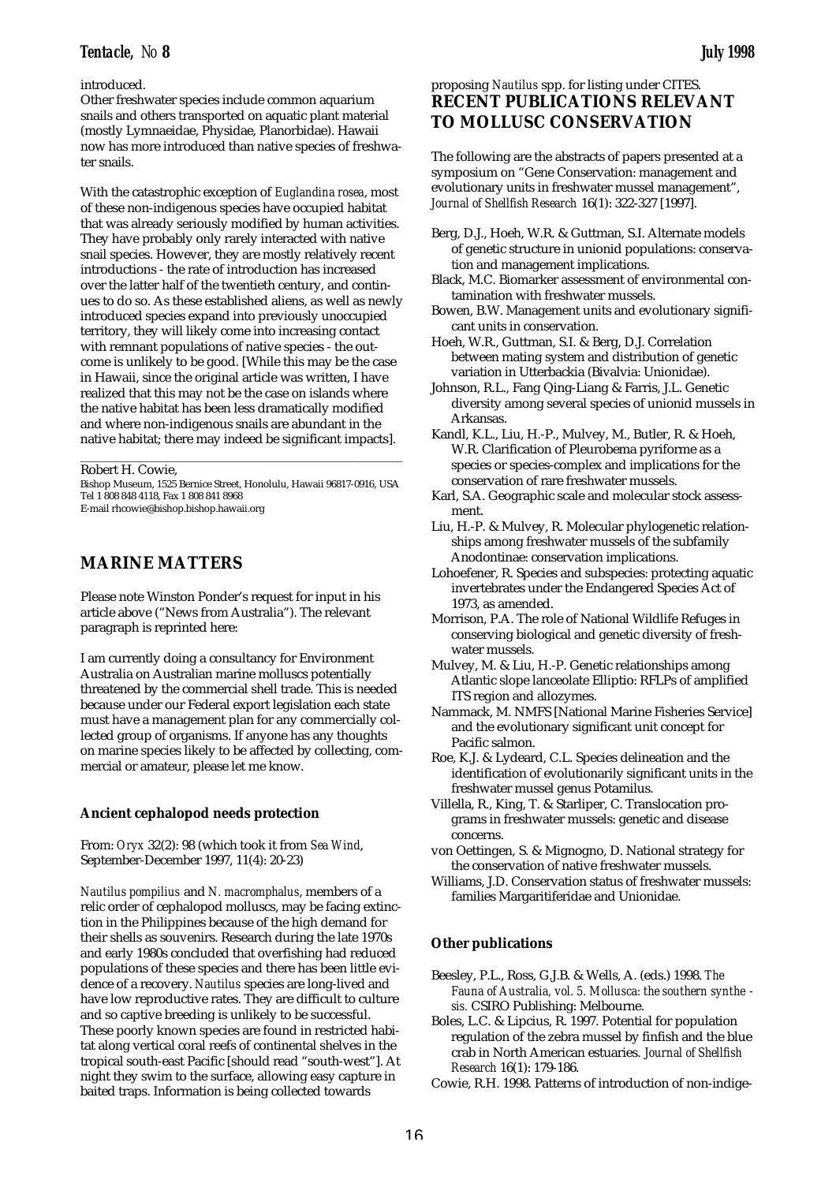introduced.

Other freshwater species include common aquarium snails and others transported on aquatic plant material (mostly Lymnaeidae, Physidae, Planorbidae). Hawaii now has more introduced than native species of freshwater snails.

With the catastrophic exception of *Euglandina rosea*, most of these non-indigenous species have occupied habitat that was already seriously modified by human activities. They have probably only rarely interacted with native snail species. However, they are mostly relatively recent introductions - the rate of introduction has increased over the latter half of the twentieth century, and continues to do so. As these established aliens, as well as newly introduced species expand into previously unoccupied territory, they will likely come into increasing contact with remnant populations of native species - the outcome is unlikely to be good. [While this may be the case in Hawaii, since the original article was written, I have realized that this may not be the case on islands where the native habitat has been less dramatically modified and where non-indigenous snails are abundant in the native habitat; there may indeed be significant impacts].

Robert H. Cowie,
Bishop Museum, 1525 Bernice Street, Honolulu, Hawaii 96817-0916, USA
Tel 1 808 848 4118, Fax 1 808 841 8968
E-mail rhcowie@bishop.bishop.hawaii.org

## MARINE MATTERS

Please note Winston Ponder's request for input in his article above ("News from Australia"). The relevant paragraph is reprinted here:

I am currently doing a consultancy for Environment Australia on Australian marine molluscs potentially threatened by the commercial shell trade. This is needed because under our Federal export legislation each state must have a management plan for any commercially collected group of organisms. If anyone has any thoughts on marine species likely to be affected by collecting, commercial or amateur, please let me know.

### Ancient cephalopod needs protection

From: *Oryx* 32(2): 98 (which took it from *Sea Wind*, September-December 1997, 11(4): 20-23)

*Nautilus pompilius* and *N. macromphalus*, members of a relic order of cephalopod molluscs, may be facing extinction in the Philippines because of the high demand for their shells as souvenirs. Research during the late 1970s and early 1980s concluded that overfishing had reduced populations of these species and there has been little evidence of a recovery. *Nautilus* species are long-lived and have low reproductive rates. They are difficult to culture and so captive breeding is unlikely to be successful. These poorly known species are found in restricted habitat along vertical coral reefs of continental shelves in the tropical south-east Pacific [should read "south-west"]. At night they swim to the surface, allowing easy capture in baited traps. Information is being collected towards proposing *Nautilus* spp. for listing under CITES.

## RECENT PUBLICATIONS RELEVANT TO MOLLUSC CONSERVATION

The following are the abstracts of papers presented at a symposium on "Gene Conservation: management and evolutionary units in freshwater mussel management", *Journal of Shellfish Research* 16(1): 322-327 [1997].

- Berg, D.J., Hoeh, W.R. & Guttman, S.I. Alternate models of genetic structure in unionid populations: conservation and management implications.
- Black, M.C. Biomarker assessment of environmental contamination with freshwater mussels.
- Bowen, B.W. Management units and evolutionary significant units in conservation.
- Hoeh, W.R., Guttman, S.I. & Berg, D.J. Correlation between mating system and distribution of genetic variation in Utterbackia (Bivalvia: Unionidae).
- Johnson, R.L., Fang Qing-Liang & Farris, J.L. Genetic diversity among several species of unionid mussels in Arkansas.
- Kandl, K.L., Liu, H.-P., Mulvey, M., Butler, R. & Hoeh, W.R. Clarification of Pleurobema pyriforme as a species or species-complex and implications for the conservation of rare freshwater mussels.
- Karl, S.A. Geographic scale and molecular stock assessment.
- Liu, H.-P. & Mulvey, R. Molecular phylogenetic relationships among freshwater mussels of the subfamily Anodontinae: conservation implications.
- Lohoefener, R. Species and subspecies: protecting aquatic invertebrates under the Endangered Species Act of 1973, as amended.
- Morrison, P.A. The role of National Wildlife Refuges in conserving biological and genetic diversity of freshwater mussels.
- Mulvey, M. & Liu, H.-P. Genetic relationships among Atlantic slope lanceolate Elliptio: RFLPs of amplified ITS region and allozymes.
- Nammack, M. NMFS [National Marine Fisheries Service] and the evolutionary significant unit concept for Pacific salmon.
- Roe, K.J. & Lydeard, C.L. Species delineation and the identification of evolutionarily significant units in the freshwater mussel genus Potamilus.
- Villella, R., King, T. & Starliper, C. Translocation programs in freshwater mussels: genetic and disease concerns.
- von Oettingen, S. & Mignogno, D. National strategy for the conservation of native freshwater mussels.
- Williams, J.D. Conservation status of freshwater mussels: families Margaritiferidae and Unionidae.

### Other publications

- Beesley, P.L., Ross, G.J.B. & Wells, A. (eds.) 1998. *The Fauna of Australia, vol. 5. Mollusca: the southern synthesis.* CSIRO Publishing: Melbourne.
- Boles, L.C. & Lipcius, R. 1997. Potential for population regulation of the zebra mussel by finfish and the blue crab in North American estuaries. *Journal of Shellfish Research* 16(1): 179-186.
- Cowie, R.H. 1998. Patterns of introduction of non-indige-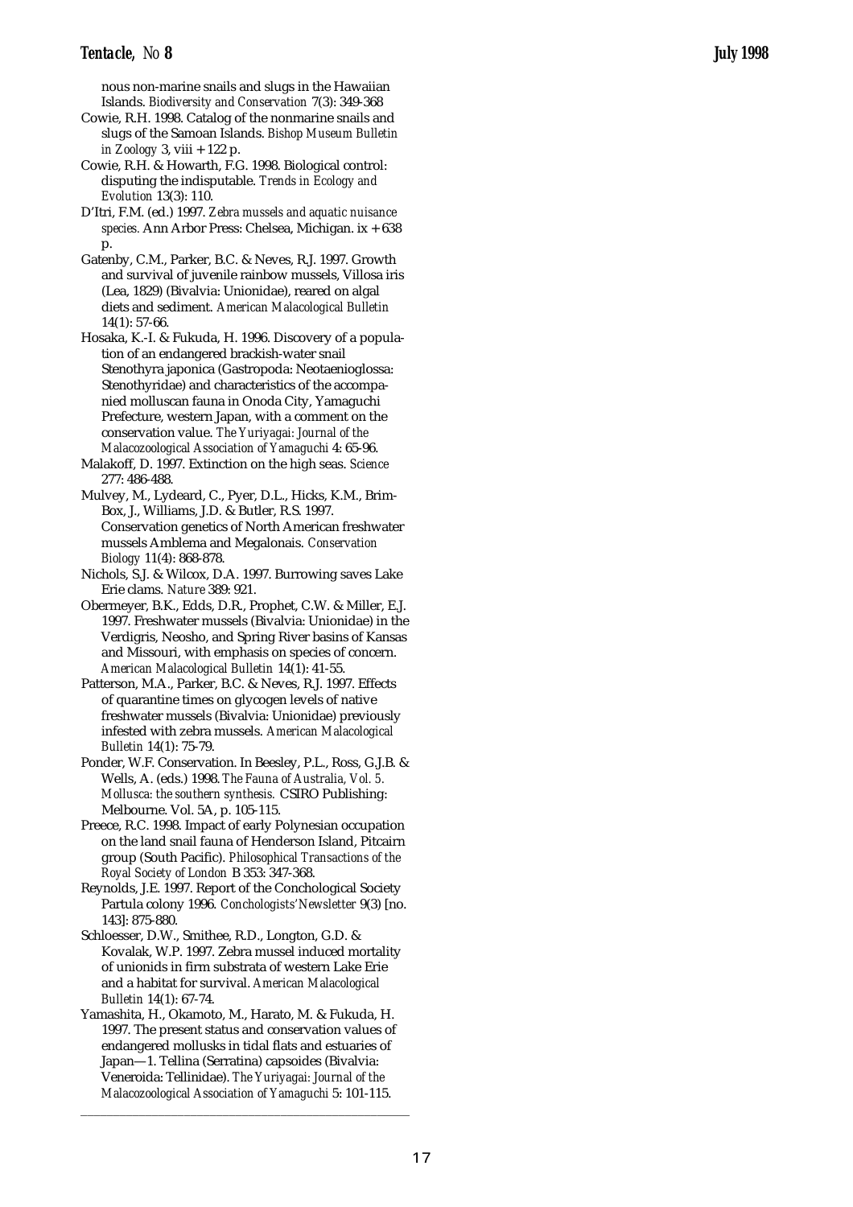nous non-marine snails and slugs in the Hawaiian Islands. *Biodiversity and Conservation* 7(3): 349-368

Cowie, R.H. 1998. Catalog of the nonmarine snails and slugs of the Samoan Islands. *Bishop Museum Bulletin in Zoology* 3, viii + 122 p.

Cowie, R.H. & Howarth, F.G. 1998. Biological control: disputing the indisputable. *Trends in Ecology and Evolution* 13(3): 110.

D'Itri, F.M. (ed.) 1997. *Zebra mussels and aquatic nuisance species.* Ann Arbor Press: Chelsea, Michigan. ix + 638 p.

Gatenby, C.M., Parker, B.C. & Neves, R.J. 1997. Growth and survival of juvenile rainbow mussels, Villosa iris (Lea, 1829) (Bivalvia: Unionidae), reared on algal diets and sediment. *American Malacological Bulletin* 14(1): 57-66.

Hosaka, K.-I. & Fukuda, H. 1996. Discovery of a population of an endangered brackish-water snail Stenothyra japonica (Gastropoda: Neotaenioglossa: Stenothyridae) and characteristics of the accompanied molluscan fauna in Onoda City, Yamaguchi Prefecture, western Japan, with a comment on the conservation value. *The Yuriyagai: Journal of the Malacozoological Association of Yamaguchi* 4: 65-96.

Malakoff, D. 1997. Extinction on the high seas. *Science* 277: 486-488.

Mulvey, M., Lydeard, C., Pyer, D.L., Hicks, K.M., Brim-Box, J., Williams, J.D. & Butler, R.S. 1997. Conservation genetics of North American freshwater mussels Amblema and Megalonais. *Conservation Biology* 11(4): 868-878.

Nichols, S.J. & Wilcox, D.A. 1997. Burrowing saves Lake Erie clams. *Nature* 389: 921.

Obermeyer, B.K., Edds, D.R., Prophet, C.W. & Miller, E.J. 1997. Freshwater mussels (Bivalvia: Unionidae) in the Verdigris, Neosho, and Spring River basins of Kansas and Missouri, with emphasis on species of concern. *American Malacological Bulletin* 14(1): 41-55.

Patterson, M.A., Parker, B.C. & Neves, R.J. 1997. Effects of quarantine times on glycogen levels of native freshwater mussels (Bivalvia: Unionidae) previously infested with zebra mussels. *American Malacological Bulletin* 14(1): 75-79.

Ponder, W.F. Conservation. In Beesley, P.L., Ross, G.J.B. & Wells, A. (eds.) 1998. *The Fauna of Australia, Vol. 5. Mollusca: the southern synthesis.* CSIRO Publishing: Melbourne. Vol. 5A, p. 105-115.

Preece, R.C. 1998. Impact of early Polynesian occupation on the land snail fauna of Henderson Island, Pitcairn group (South Pacific). *Philosophical Transactions of the Royal Society of London* B 353: 347-368.

Reynolds, J.E. 1997. Report of the Conchological Society Partula colony 1996. *Conchologists' Newsletter* 9(3) [no. 143]: 875-880.

Schloesser, D.W., Smithee, R.D., Longton, G.D. & Kovalak, W.P. 1997. Zebra mussel induced mortality of unionids in firm substrata of western Lake Erie and a habitat for survival. *American Malacological Bulletin* 14(1): 67-74.

Yamashita, H., Okamoto, M., Harato, M. & Fukuda, H. 1997. The present status and conservation values of endangered mollusks in tidal flats and estuaries of Japan—1. Tellina (Serratina) capsoides (Bivalvia: Veneroida: Tellinidae). *The Yuriyagai: Journal of the Malacozoological Association of Yamaguchi* 5: 101-115.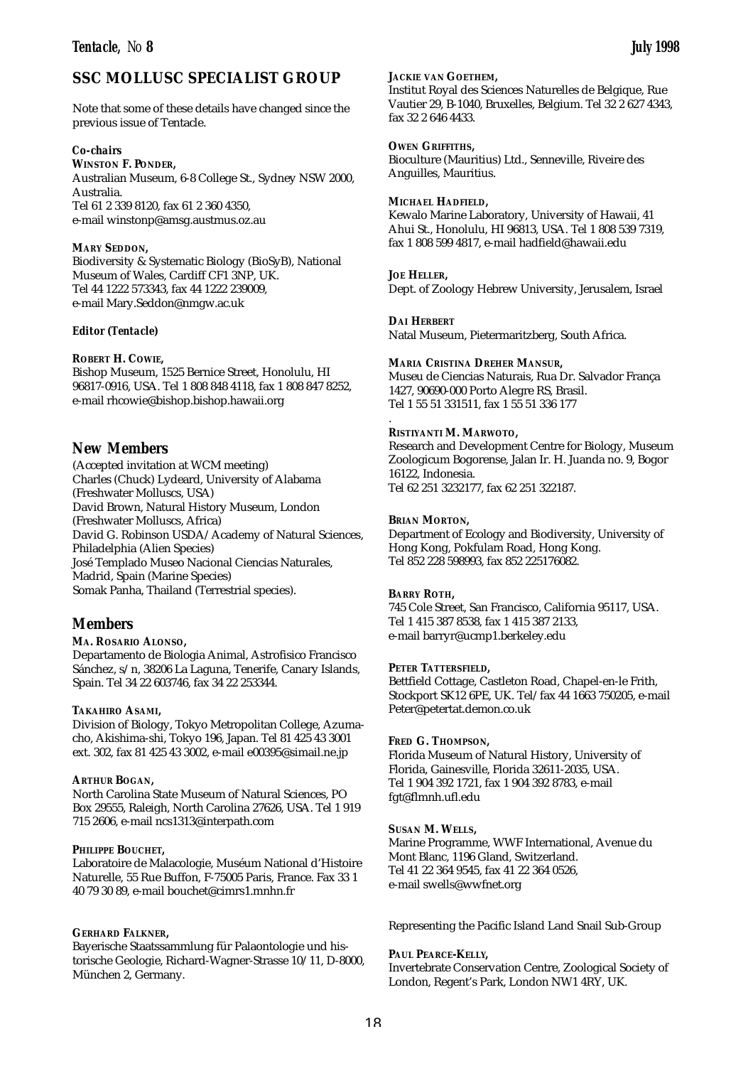## SSC MOLLUSC SPECIALIST GROUP

Note that some of these details have changed since the previous issue of Tentacle.

***Co-chairs***

**WINSTON F. PONDER,**
Australian Museum, 6-8 College St., Sydney NSW 2000, Australia.
Tel 61 2 339 8120, fax 61 2 360 4350,
e-mail winstonp@amsg.austmus.oz.au

**MARY SEDDON,**
Biodiversity & Systematic Biology (BioSyB), National Museum of Wales, Cardiff CF1 3NP, UK.
Tel 44 1222 573343, fax 44 1222 239009,
e-mail Mary.Seddon@nmgw.ac.uk

***Editor (Tentacle)***

**ROBERT H. COWIE,**
Bishop Museum, 1525 Bernice Street, Honolulu, HI 96817-0916, USA. Tel 1 808 848 4118, fax 1 808 847 8252, e-mail rhcowie@bishop.bishop.hawaii.org

## New Members

(Accepted invitation at WCM meeting)
Charles (Chuck) Lydeard, University of Alabama (Freshwater Molluscs, USA)
David Brown, Natural History Museum, London (Freshwater Molluscs, Africa)
David G. Robinson USDA/Academy of Natural Sciences, Philadelphia (Alien Species)
José Templado Museo Nacional Ciencias Naturales, Madrid, Spain (Marine Species)
Somak Panha, Thailand (Terrestrial species).

## Members

**MA. ROSARIO ALONSO,**
Departamento de Biologia Animal, Astrofisico Francisco Sánchez, s/n, 38206 La Laguna, Tenerife, Canary Islands, Spain. Tel 34 22 603746, fax 34 22 253344.

**TAKAHIRO ASAMI,**
Division of Biology, Tokyo Metropolitan College, Azuma-cho, Akishima-shi, Tokyo 196, Japan. Tel 81 425 43 3001 ext. 302, fax 81 425 43 3002, e-mail e00395@simail.ne.jp

**ARTHUR BOGAN,**
North Carolina State Museum of Natural Sciences, PO Box 29555, Raleigh, North Carolina 27626, USA. Tel 1 919 715 2606, e-mail ncs1313@interpath.com

**PHILIPPE BOUCHET,**
Laboratoire de Malacologie, Muséum National d'Histoire Naturelle, 55 Rue Buffon, F-75005 Paris, France. Fax 33 1 40 79 30 89, e-mail bouchet@cimrs1.mnhn.fr

**GERHARD FALKNER,**
Bayerische Staatssammlung für Palaontologie und historische Geologie, Richard-Wagner-Strasse 10/11, D-8000, München 2, Germany.

**JACKIE VAN GOETHEM,**
Institut Royal des Sciences Naturelles de Belgique, Rue Vautier 29, B-1040, Bruxelles, Belgium. Tel 32 2 627 4343, fax 32 2 646 4433.

**OWEN GRIFFITHS,**
Bioculture (Mauritius) Ltd., Senneville, Riveire des Anguilles, Mauritius.

**MICHAEL HADFIELD,**
Kewalo Marine Laboratory, University of Hawaii, 41 Ahui St., Honolulu, HI 96813, USA. Tel 1 808 539 7319, fax 1 808 599 4817, e-mail hadfield@hawaii.edu

**JOE HELLER,**
Dept. of Zoology Hebrew University, Jerusalem, Israel

**DAI HERBERT**
Natal Museum, Pietermaritzberg, South Africa.

**MARIA CRISTINA DREHER MANSUR,**
Museu de Ciencias Naturais, Rua Dr. Salvador França 1427, 90690-000 Porto Alegre RS, Brasil.
Tel 1 55 51 331511, fax 1 55 51 336 177
.

**RISTIYANTI M. MARWOTO,**
Research and Development Centre for Biology, Museum Zoologicum Bogorense, Jalan Ir. H. Juanda no. 9, Bogor 16122, Indonesia.
Tel 62 251 3232177, fax 62 251 322187.

**BRIAN MORTON,**
Department of Ecology and Biodiversity, University of Hong Kong, Pokfulam Road, Hong Kong.
Tel 852 228 598993, fax 852 225176082.

**BARRY ROTH,**
745 Cole Street, San Francisco, California 95117, USA.
Tel 1 415 387 8538, fax 1 415 387 2133,
e-mail barryr@ucmp1.berkeley.edu

**PETER TATTERSFIELD,**
Bettfield Cottage, Castleton Road, Chapel-en-le Frith, Stockport SK12 6PE, UK. Tel/fax 44 1663 750205, e-mail Peter@petertat.demon.co.uk

**FRED G. THOMPSON,**
Florida Museum of Natural History, University of Florida, Gainesville, Florida 32611-2035, USA.
Tel 1 904 392 1721, fax 1 904 392 8783, e-mail fgt@flmnh.ufl.edu

**SUSAN M. WELLS,**
Marine Programme, WWF International, Avenue du Mont Blanc, 1196 Gland, Switzerland.
Tel 41 22 364 9545, fax 41 22 364 0526,
e-mail swells@wwfnet.org

Representing the Pacific Island Land Snail Sub-Group

**PAUL PEARCE-KELLY,**
Invertebrate Conservation Centre, Zoological Society of London, Regent's Park, London NW1 4RY, UK.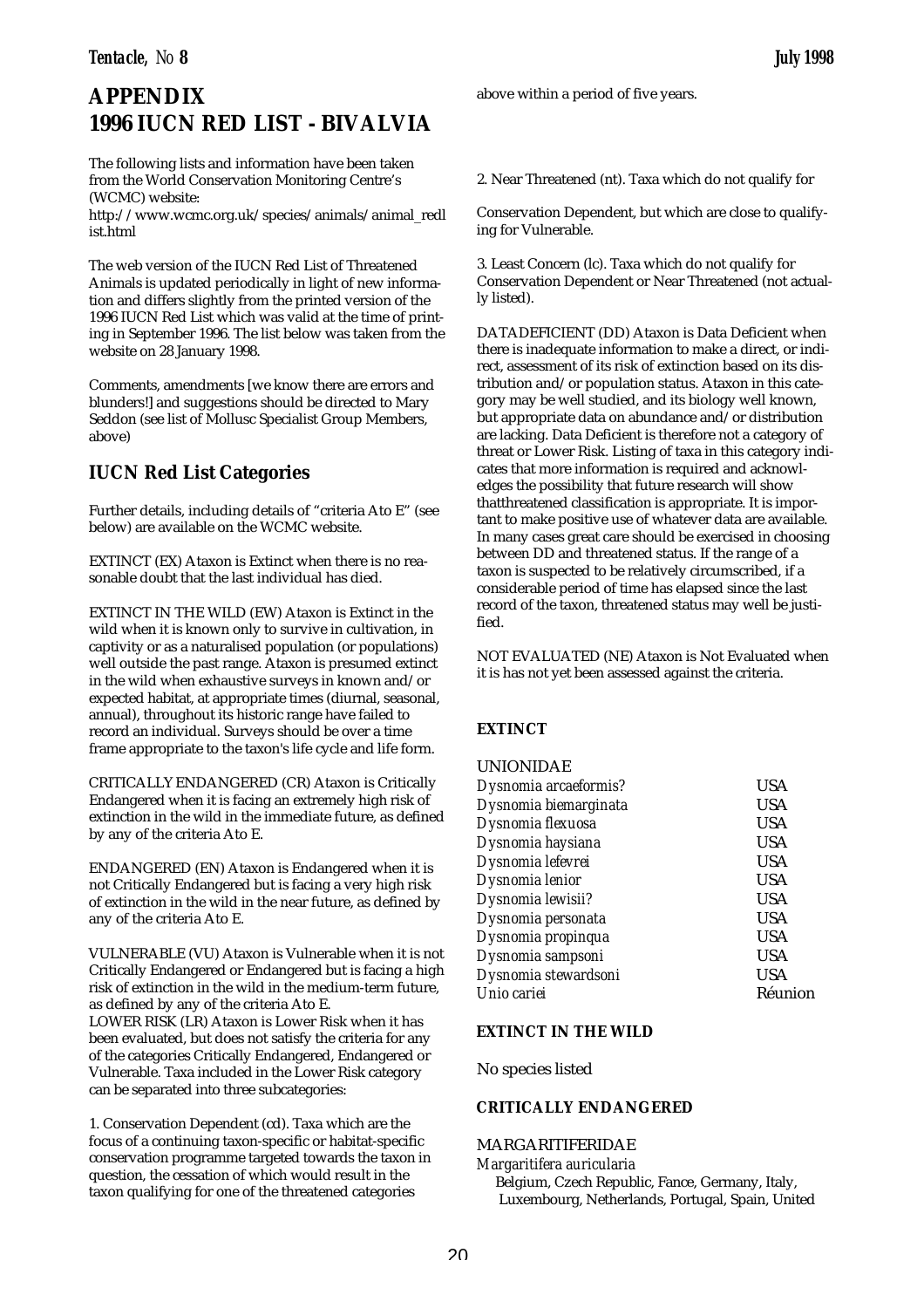# APPENDIX
# 1996 IUCN RED LIST - BIVALVIA

The following lists and information have been taken from the World Conservation Monitoring Centre's (WCMC) website:
http://www.wcmc.org.uk/species/animals/animal_redlist.html

The web version of the IUCN Red List of Threatened Animals is updated periodically in light of new information and differs slightly from the printed version of the 1996 IUCN Red List which was valid at the time of printing in September 1996. The list below was taken from the website on 28 January 1998.

Comments, amendments [we know there are errors and blunders!] and suggestions should be directed to Mary Seddon (see list of Mollusc Specialist Group Members, above)

## IUCN Red List Categories

Further details, including details of "criteria A to E" (see below) are available on the WCMC website.

EXTINCT (EX) A taxon is Extinct when there is no reasonable doubt that the last individual has died.

EXTINCT IN THE WILD (EW) A taxon is Extinct in the wild when it is known only to survive in cultivation, in captivity or as a naturalised population (or populations) well outside the past range. A taxon is presumed extinct in the wild when exhaustive surveys in known and/or expected habitat, at appropriate times (diurnal, seasonal, annual), throughout its historic range have failed to record an individual. Surveys should be over a time frame appropriate to the taxon's life cycle and life form.

CRITICALLY ENDANGERED (CR) A taxon is Critically Endangered when it is facing an extremely high risk of extinction in the wild in the immediate future, as defined by any of the criteria A to E.

ENDANGERED (EN) A taxon is Endangered when it is not Critically Endangered but is facing a very high risk of extinction in the wild in the near future, as defined by any of the criteria A to E.

VULNERABLE (VU) A taxon is Vulnerable when it is not Critically Endangered or Endangered but is facing a high risk of extinction in the wild in the medium-term future, as defined by any of the criteria A to E.
LOWER RISK (LR) A taxon is Lower Risk when it has been evaluated, but does not satisfy the criteria for any of the categories Critically Endangered, Endangered or Vulnerable. Taxa included in the Lower Risk category can be separated into three subcategories:

1. Conservation Dependent (cd). Taxa which are the focus of a continuing taxon-specific or habitat-specific conservation programme targeted towards the taxon in question, the cessation of which would result in the taxon qualifying for one of the threatened categories above within a period of five years.

2. Near Threatened (nt). Taxa which do not qualify for Conservation Dependent, but which are close to qualifying for Vulnerable.

3. Least Concern (lc). Taxa which do not qualify for Conservation Dependent or Near Threatened (not actually listed).

DATA DEFICIENT (DD) A taxon is Data Deficient when there is inadequate information to make a direct, or indirect, assessment of its risk of extinction based on its distribution and/or population status. A taxon in this category may be well studied, and its biology well known, but appropriate data on abundance and/or distribution are lacking. Data Deficient is therefore not a category of threat or Lower Risk. Listing of taxa in this category indicates that more information is required and acknowledges the possibility that future research will show thatthreatened classification is appropriate. It is important to make positive use of whatever data are available. In many cases great care should be exercised in choosing between DD and threatened status. If the range of a taxon is suspected to be relatively circumscribed, if a considerable period of time has elapsed since the last record of the taxon, threatened status may well be justified.

NOT EVALUATED (NE) A taxon is Not Evaluated when it is has not yet been assessed against the criteria.

### EXTINCT

UNIONIDAE

| | |
|---|---|
| *Dysnomia arcaeformis?* | USA |
| *Dysnomia biemarginata* | USA |
| *Dysnomia flexuosa* | USA |
| *Dysnomia haysiana* | USA |
| *Dysnomia lefevrei* | USA |
| *Dysnomia lenior* | USA |
| *Dysnomia lewisii?* | USA |
| *Dysnomia personata* | USA |
| *Dysnomia propinqua* | USA |
| *Dysnomia sampsoni* | USA |
| *Dysnomia stewardsoni* | USA |
| *Unio cariei* | Réunion |

### EXTINCT IN THE WILD

No species listed

### CRITICALLY ENDANGERED

MARGARITIFERIDAE

*Margaritifera auricularia*
Belgium, Czech Republic, Fance, Germany, Italy, Luxembourg, Netherlands, Portugal, Spain, United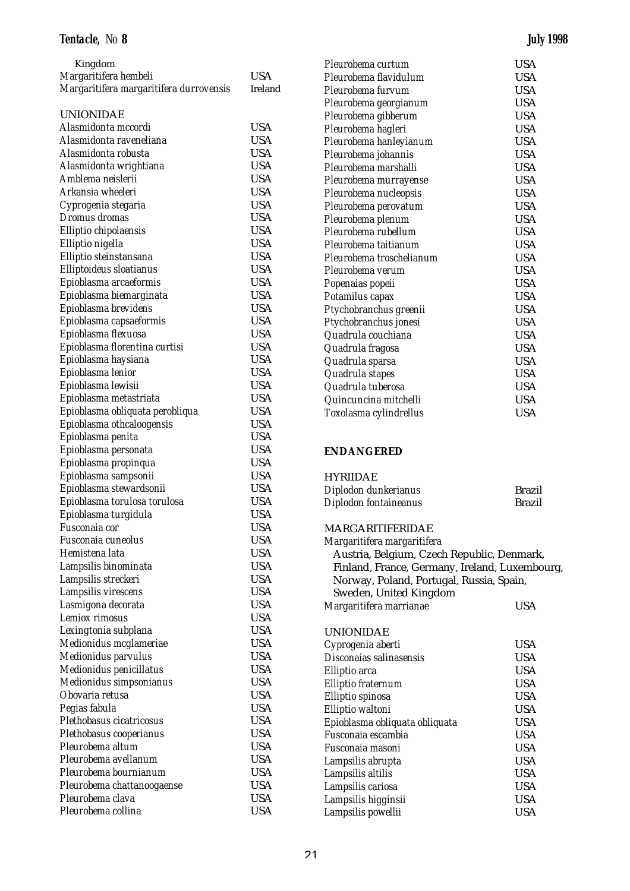Kingdom

| | |
|---|---|
| *Margaritifera hembeli* | USA |
| *Margaritifera margaritifera durrovensis* | Ireland |

UNIONIDAE

| | |
|---|---|
| *Alasmidonta mccordi* | USA |
| *Alasmidonta raveneliana* | USA |
| *Alasmidonta robusta* | USA |
| *Alasmidonta wrightiana* | USA |
| *Amblema neislerii* | USA |
| *Arkansia wheeleri* | USA |
| *Cyprogenia stegaria* | USA |
| *Dromus dromas* | USA |
| *Elliptio chipolaensis* | USA |
| *Elliptio nigella* | USA |
| *Elliptio steinstansana* | USA |
| *Elliptoideus sloatianus* | USA |
| *Epioblasma arcaeformis* | USA |
| *Epioblasma biemarginata* | USA |
| *Epioblasma brevidens* | USA |
| *Epioblasma capsaeformis* | USA |
| *Epioblasma flexuosa* | USA |
| *Epioblasma florentina curtisi* | USA |
| *Epioblasma haysiana* | USA |
| *Epioblasma lenior* | USA |
| *Epioblasma lewisii* | USA |
| *Epioblasma metastriata* | USA |
| *Epioblasma obliquata perobliqua* | USA |
| *Epioblasma othcaloogensis* | USA |
| *Epioblasma penita* | USA |
| *Epioblasma personata* | USA |
| *Epioblasma propinqua* | USA |
| *Epioblasma sampsonii* | USA |
| *Epioblasma stewardsonii* | USA |
| *Epioblasma torulosa torulosa* | USA |
| *Epioblasma turgidula* | USA |
| *Fusconaia cor* | USA |
| *Fusconaia cuneolus* | USA |
| *Hemistena lata* | USA |
| *Lampsilis binominata* | USA |
| *Lampsilis streckeri* | USA |
| *Lampsilis virescens* | USA |
| *Lasmigona decorata* | USA |
| *Lemiox rimosus* | USA |
| *Lexingtonia subplana* | USA |
| *Medionidus mcglameriae* | USA |
| *Medionidus parvulus* | USA |
| *Medionidus penicillatus* | USA |
| *Medionidus simpsonianus* | USA |
| *Obovaria retusa* | USA |
| *Pegias fabula* | USA |
| *Plethobasus cicatricosus* | USA |
| *Plethobasus cooperianus* | USA |
| *Pleurobema altum* | USA |
| *Pleurobema avellanum* | USA |
| *Pleurobema bournianum* | USA |
| *Pleurobema chattanoogaense* | USA |
| *Pleurobema clava* | USA |
| *Pleurobema collina* | USA |
| *Pleurobema curtum* | USA |
| *Pleurobema flavidulum* | USA |
| *Pleurobema furvum* | USA |
| *Pleurobema georgianum* | USA |
| *Pleurobema gibberum* | USA |
| *Pleurobema hagleri* | USA |
| *Pleurobema hanleyianum* | USA |
| *Pleurobema johannis* | USA |
| *Pleurobema marshalli* | USA |
| *Pleurobema murrayense* | USA |
| *Pleurobema nucleopsis* | USA |
| *Pleurobema perovatum* | USA |
| *Pleurobema plenum* | USA |
| *Pleurobema rubellum* | USA |
| *Pleurobema taitianum* | USA |
| *Pleurobema troschelianum* | USA |
| *Pleurobema verum* | USA |
| *Popenaias popeii* | USA |
| *Potamilus capax* | USA |
| *Ptychobranchus greenii* | USA |
| *Ptychobranchus jonesi* | USA |
| *Quadrula couchiana* | USA |
| *Quadrula fragosa* | USA |
| *Quadrula sparsa* | USA |
| *Quadrula stapes* | USA |
| *Quadrula tuberosa* | USA |
| *Quincuncina mitchelli* | USA |
| *Toxolasma cylindrellus* | USA |

**ENDANGERED**

HYRIIDAE

| | |
|---|---|
| *Diplodon dunkerianus* | Brazil |
| *Diplodon fontaineanus* | Brazil |

MARGARITIFERIDAE

*Margaritifera margaritifera*
Austria, Belgium, Czech Republic, Denmark, Finland, France, Germany, Ireland, Luxembourg, Norway, Poland, Portugal, Russia, Spain, Sweden, United Kingdom

| | |
|---|---|
| *Margaritifera marrianae* | USA |

UNIONIDAE

| | |
|---|---|
| *Cyprogenia aberti* | USA |
| *Disconaias salinasensis* | USA |
| *Elliptio arca* | USA |
| *Elliptio fraternum* | USA |
| *Elliptio spinosa* | USA |
| *Elliptio waltoni* | USA |
| *Epioblasma obliquata obliquata* | USA |
| *Fusconaia escambia* | USA |
| *Fusconaia masoni* | USA |
| *Lampsilis abrupta* | USA |
| *Lampsilis altilis* | USA |
| *Lampsilis cariosa* | USA |
| *Lampsilis higginsii* | USA |
| *Lampsilis powellii* | USA |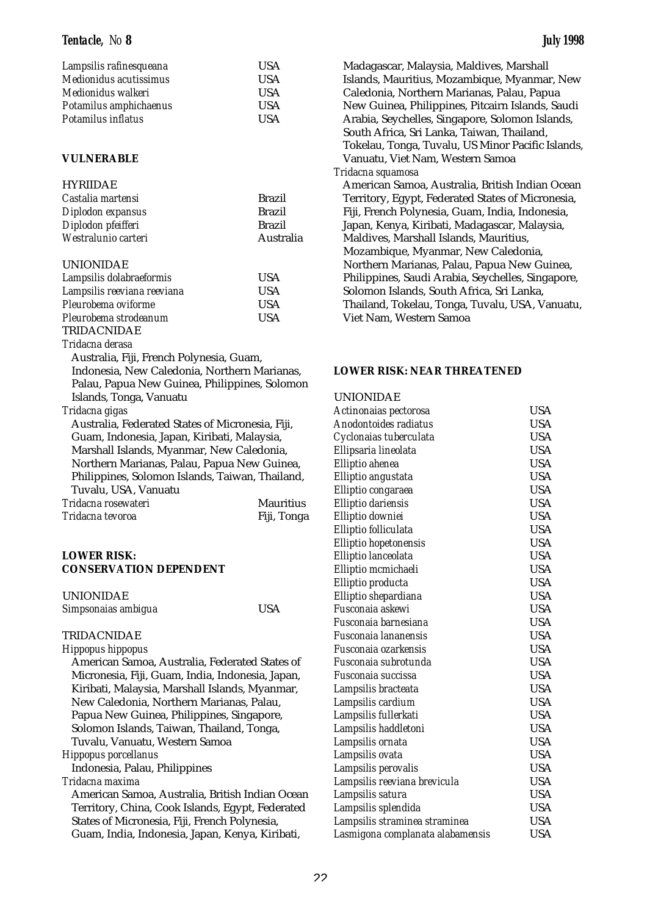| | |
|---|---|
| *Lampsilis rafinesqueana* | USA |
| *Medionidus acutissimus* | USA |
| *Medionidus walkeri* | USA |
| *Potamilus amphichaenus* | USA |
| *Potamilus inflatus* | USA |

**VULNERABLE**

HYRIIDAE

| | |
|---|---|
| *Castalia martensi* | Brazil |
| *Diplodon expansus* | Brazil |
| *Diplodon pfeifferi* | Brazil |
| *Westralunio carteri* | Australia |

UNIONIDAE

| | |
|---|---|
| *Lampsilis dolabraeformis* | USA |
| *Lampsilis reeviana reeviana* | USA |
| *Pleurobema oviforme* | USA |
| *Pleurobema strodeanum* | USA |

TRIDACNIDAE

*Tridacna derasa*
Australia, Fiji, French Polynesia, Guam, Indonesia, New Caledonia, Northern Marianas, Palau, Papua New Guinea, Philippines, Solomon Islands, Tonga, Vanuatu

*Tridacna gigas*
Australia, Federated States of Micronesia, Fiji, Guam, Indonesia, Japan, Kiribati, Malaysia, Marshall Islands, Myanmar, New Caledonia, Northern Marianas, Palau, Papua New Guinea, Philippines, Solomon Islands, Taiwan, Thailand, Tuvalu, USA, Vanuatu

| | |
|---|---|
| *Tridacna rosewateri* | Mauritius |
| *Tridacna tevoroa* | Fiji, Tonga |

**LOWER RISK: CONSERVATION DEPENDENT**

UNIONIDAE

| | |
|---|---|
| *Simpsonaias ambigua* | USA |

TRIDACNIDAE

*Hippopus hippopus*
American Samoa, Australia, Federated States of Micronesia, Fiji, Guam, India, Indonesia, Japan, Kiribati, Malaysia, Marshall Islands, Myanmar, New Caledonia, Northern Marianas, Palau, Papua New Guinea, Philippines, Singapore, Solomon Islands, Taiwan, Thailand, Tonga, Tuvalu, Vanuatu, Western Samoa

*Hippopus porcellanus*
Indonesia, Palau, Philippines

*Tridacna maxima*
American Samoa, Australia, British Indian Ocean Territory, China, Cook Islands, Egypt, Federated States of Micronesia, Fiji, French Polynesia, Guam, India, Indonesia, Japan, Kenya, Kiribati, Madagascar, Malaysia, Maldives, Marshall Islands, Mauritius, Mozambique, Myanmar, New Caledonia, Northern Marianas, Palau, Papua New Guinea, Philippines, Pitcairn Islands, Saudi Arabia, Seychelles, Singapore, Solomon Islands, South Africa, Sri Lanka, Taiwan, Thailand, Tokelau, Tonga, Tuvalu, US Minor Pacific Islands, Vanuatu, Viet Nam, Western Samoa

*Tridacna squamosa*
American Samoa, Australia, British Indian Ocean Territory, Egypt, Federated States of Micronesia, Fiji, French Polynesia, Guam, India, Indonesia, Japan, Kenya, Kiribati, Madagascar, Malaysia, Maldives, Marshall Islands, Mauritius, Mozambique, Myanmar, New Caledonia, Northern Marianas, Palau, Papua New Guinea, Philippines, Saudi Arabia, Seychelles, Singapore, Solomon Islands, South Africa, Sri Lanka, Thailand, Tokelau, Tonga, Tuvalu, USA, Vanuatu, Viet Nam, Western Samoa

**LOWER RISK: NEAR THREATENED**

UNIONIDAE

| | |
|---|---|
| *Actinonaias pectorosa* | USA |
| *Anodontoides radiatus* | USA |
| *Cyclonaias tuberculata* | USA |
| *Ellipsaria lineolata* | USA |
| *Elliptio ahenea* | USA |
| *Elliptio angustata* | USA |
| *Elliptio congaraea* | USA |
| *Elliptio dariensis* | USA |
| *Elliptio downiei* | USA |
| *Elliptio folliculata* | USA |
| *Elliptio hopetonensis* | USA |
| *Elliptio lanceolata* | USA |
| *Elliptio mcmichaeli* | USA |
| *Elliptio producta* | USA |
| *Elliptio shepardiana* | USA |
| *Fusconaia askewi* | USA |
| *Fusconaia barnesiana* | USA |
| *Fusconaia lananensis* | USA |
| *Fusconaia ozarkensis* | USA |
| *Fusconaia subrotunda* | USA |
| *Fusconaia succissa* | USA |
| *Lampsilis bracteata* | USA |
| *Lampsilis cardium* | USA |
| *Lampsilis fullerkati* | USA |
| *Lampsilis haddletoni* | USA |
| *Lampsilis ornata* | USA |
| *Lampsilis ovata* | USA |
| *Lampsilis perovalis* | USA |
| *Lampsilis reeviana brevicula* | USA |
| *Lampsilis satura* | USA |
| *Lampsilis splendida* | USA |
| *Lampsilis straminea straminea* | USA |
| *Lasmigona complanata alabamensis* | USA |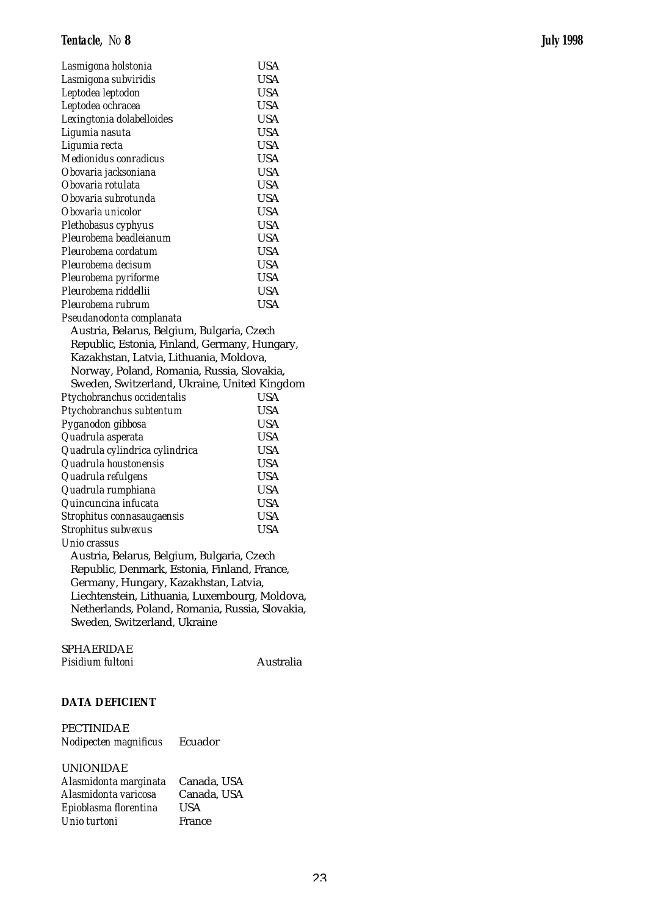| | |
|---|---|
| *Lasmigona holstonia* | USA |
| *Lasmigona subviridis* | USA |
| *Leptodea leptodon* | USA |
| *Leptodea ochracea* | USA |
| *Lexingtonia dolabelloides* | USA |
| *Ligumia nasuta* | USA |
| *Ligumia recta* | USA |
| *Medionidus conradicus* | USA |
| *Obovaria jacksoniana* | USA |
| *Obovaria rotulata* | USA |
| *Obovaria subrotunda* | USA |
| *Obovaria unicolor* | USA |
| *Plethobasus cyphyus* | USA |
| *Pleurobema beadleianum* | USA |
| *Pleurobema cordatum* | USA |
| *Pleurobema decisum* | USA |
| *Pleurobema pyriforme* | USA |
| *Pleurobema riddellii* | USA |
| *Pleurobema rubrum* | USA |

*Pseudanodonta complanata*
Austria, Belarus, Belgium, Bulgaria, Czech Republic, Estonia, Finland, Germany, Hungary, Kazakhstan, Latvia, Lithuania, Moldova, Norway, Poland, Romania, Russia, Slovakia, Sweden, Switzerland, Ukraine, United Kingdom

| | |
|---|---|
| *Ptychobranchus occidentalis* | USA |
| *Ptychobranchus subtentum* | USA |
| *Pyganodon gibbosa* | USA |
| *Quadrula asperata* | USA |
| *Quadrula cylindrica cylindrica* | USA |
| *Quadrula houstonensis* | USA |
| *Quadrula refulgens* | USA |
| *Quadrula rumphiana* | USA |
| *Quincuncina infucata* | USA |
| *Strophitus connasaugaensis* | USA |
| *Strophitus subvexus* | USA |

*Unio crassus*
Austria, Belarus, Belgium, Bulgaria, Czech Republic, Denmark, Estonia, Finland, France, Germany, Hungary, Kazakhstan, Latvia, Liechtenstein, Lithuania, Luxembourg, Moldova, Netherlands, Poland, Romania, Russia, Slovakia, Sweden, Switzerland, Ukraine

SPHAERIDAE

| | |
|---|---|
| *Pisidium fultoni* | Australia |

**DATA DEFICIENT**

PECTINIDAE

| | |
|---|---|
| *Nodipecten magnificus* | Ecuador |

UNIONIDAE

| | |
|---|---|
| *Alasmidonta marginata* | Canada, USA |
| *Alasmidonta varicosa* | Canada, USA |
| *Epioblasma florentina* | USA |
| *Unio turtoni* | France |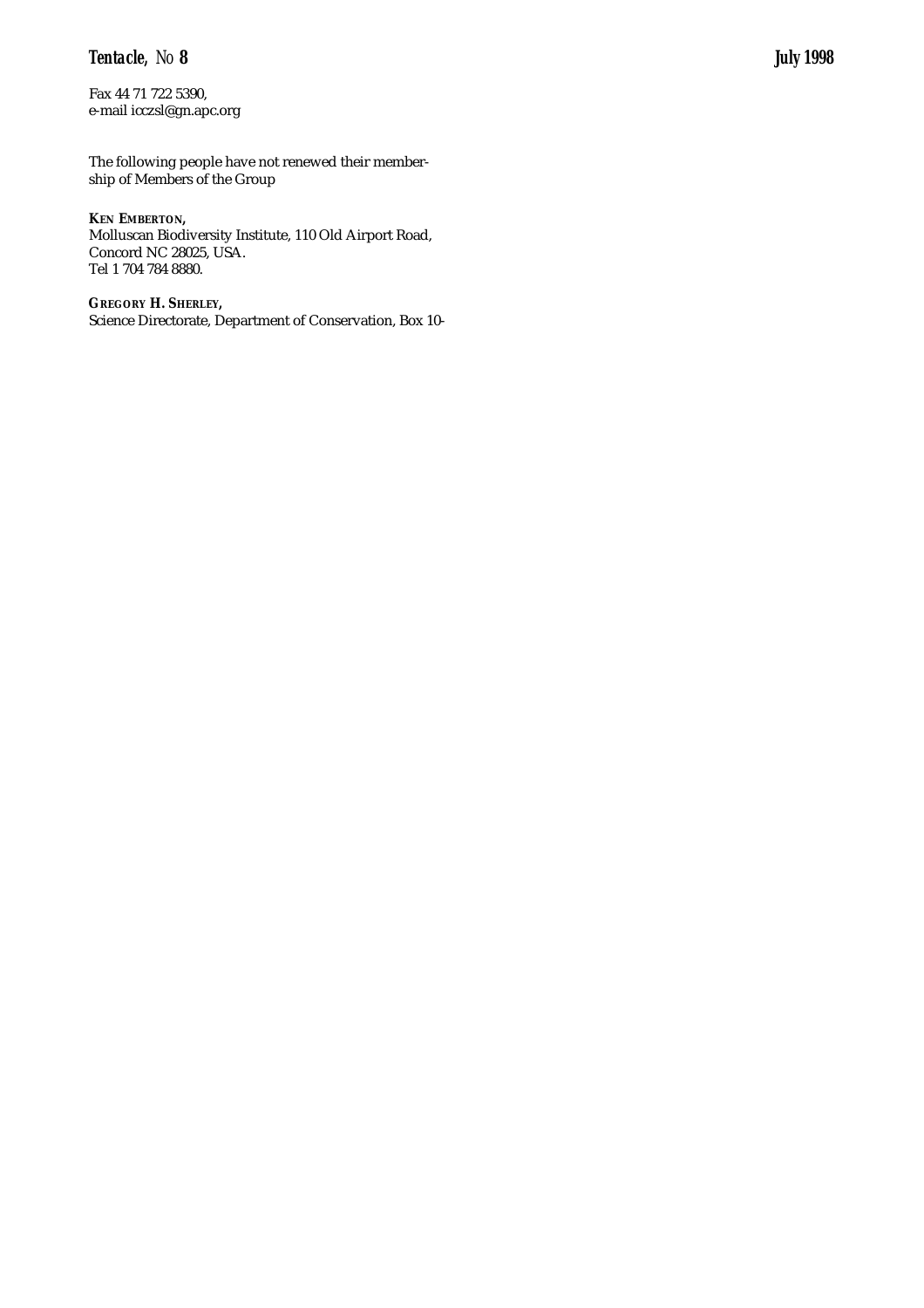Fax 44 71 722 5390,
e-mail icczsl@gn.apc.org

The following people have not renewed their membership of Members of the Group

**KEN EMBERTON,**
Molluscan Biodiversity Institute, 110 Old Airport Road, Concord NC 28025, USA.
Tel 1 704 784 8880.

**GREGORY H. SHERLEY,**
Science Directorate, Department of Conservation, Box 10-